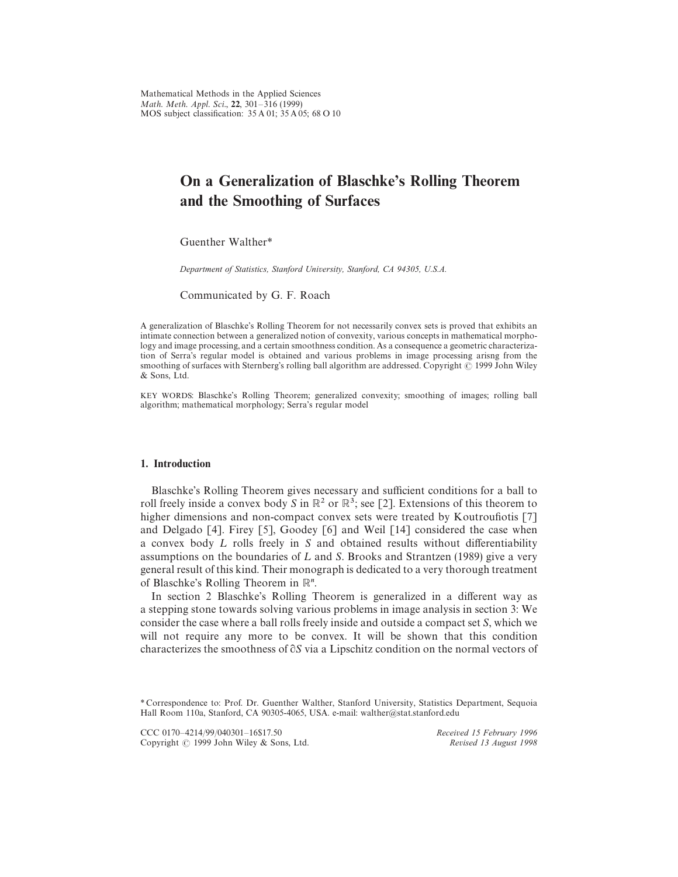Mathematical Methods in the Applied Sciences
*Math. Meth. Appl. Sci.*, **22**, 301–316 (1999)
MOS subject classification: 35 A 01; 35 A 05; 68 O 10

# On a Generalization of Blaschke's Rolling Theorem and the Smoothing of Surfaces

Guenther Walther*

*Department of Statistics, Stanford University, Stanford, CA 94305, U.S.A.*

Communicated by G. F. Roach

A generalization of Blaschke's Rolling Theorem for not necessarily convex sets is proved that exhibits an intimate connection between a generalized notion of convexity, various concepts in mathematical morphology and image processing, and a certain smoothness condition. As a consequence a geometric characterization of Serra's regular model is obtained and various problems in image processing arisng from the smoothing of surfaces with Sternberg's rolling ball algorithm are addressed. Copyright © 1999 John Wiley & Sons, Ltd.

KEY WORDS: Blaschke's Rolling Theorem; generalized convexity; smoothing of images; rolling ball algorithm; mathematical morphology; Serra's regular model

## 1. Introduction

Blaschke's Rolling Theorem gives necessary and sufficient conditions for a ball to roll freely inside a convex body $S$ in $\mathbb{R}^2$ or $\mathbb{R}^3$; see [2]. Extensions of this theorem to higher dimensions and non-compact convex sets were treated by Koutroufiotis [7] and Delgado [4]. Firey [5], Goodey [6] and Weil [14] considered the case when a convex body $L$ rolls freely in $S$ and obtained results without differentiability assumptions on the boundaries of $L$ and $S$. Brooks and Strantzen (1989) give a very general result of this kind. Their monograph is dedicated to a very thorough treatment of Blaschke's Rolling Theorem in $\mathbb{R}^n$.

In section 2 Blaschke's Rolling Theorem is generalized in a different way as a stepping stone towards solving various problems in image analysis in section 3: We consider the case where a ball rolls freely inside and outside a compact set $S$, which we will not require any more to be convex. It will be shown that this condition characterizes the smoothness of $\partial S$ via a Lipschitz condition on the normal vectors of

\* Correspondence to: Prof. Dr. Guenther Walther, Stanford University, Statistics Department, Sequoia Hall Room 110a, Stanford, CA 90305-4065, USA. e-mail: walther@stat.stanford.edu

CCC 0170–4214/99/040301–16$17.50
Copyright © 1999 John Wiley & Sons, Ltd.

*Received 15 February 1996*
*Revised 13 August 1998*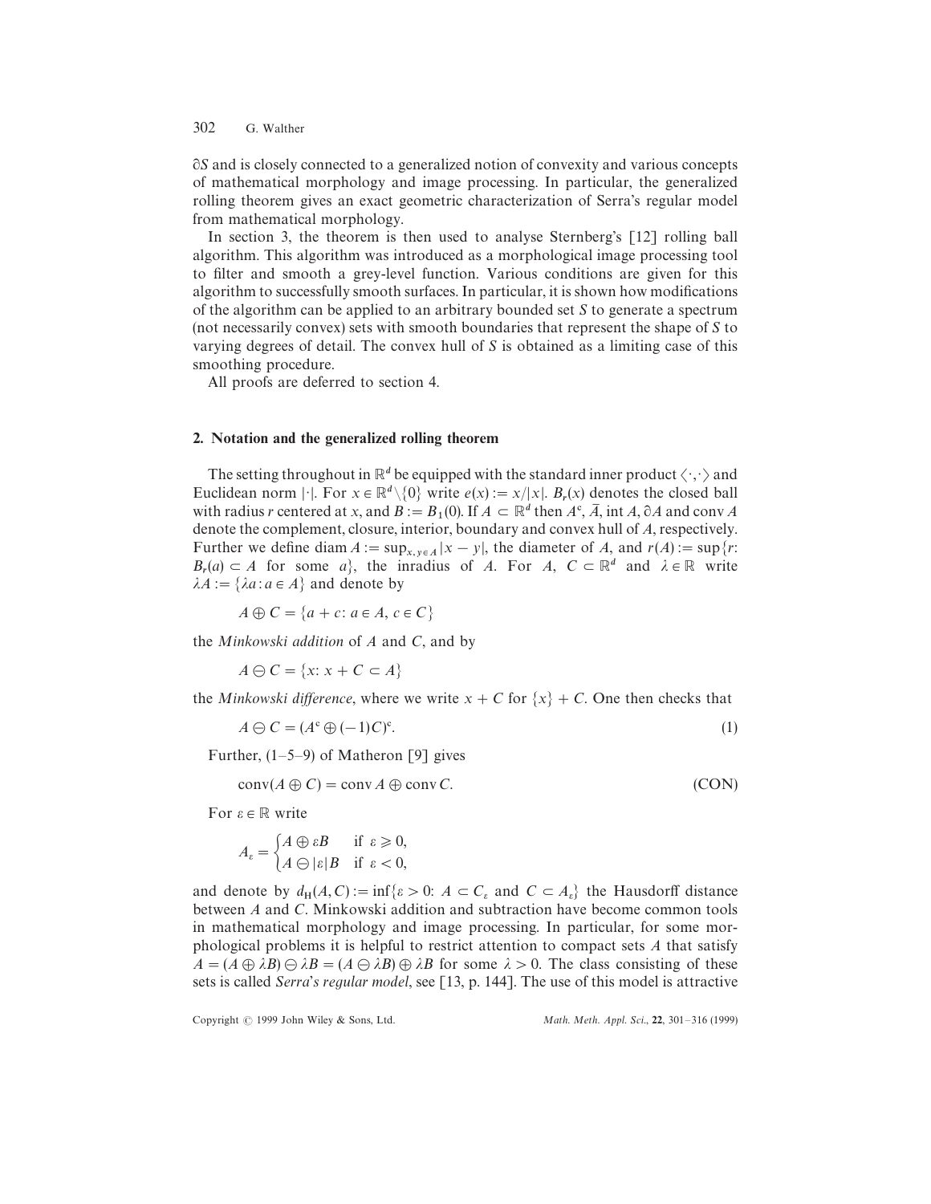$\partial S$ and is closely connected to a generalized notion of convexity and various concepts of mathematical morphology and image processing. In particular, the generalized rolling theorem gives an exact geometric characterization of Serra's regular model from mathematical morphology.

In section 3, the theorem is then used to analyse Sternberg's [12] rolling ball algorithm. This algorithm was introduced as a morphological image processing tool to filter and smooth a grey-level function. Various conditions are given for this algorithm to successfully smooth surfaces. In particular, it is shown how modifications of the algorithm can be applied to an arbitrary bounded set $S$ to generate a spectrum (not necessarily convex) sets with smooth boundaries that represent the shape of $S$ to varying degrees of detail. The convex hull of $S$ is obtained as a limiting case of this smoothing procedure.

All proofs are deferred to section 4.

## 2. Notation and the generalized rolling theorem

The setting throughout in $\mathbb{R}^d$ be equipped with the standard inner product $\langle \cdot, \cdot \rangle$ and Euclidean norm $|\cdot|$. For $x \in \mathbb{R}^d \setminus \{0\}$ write $e(x) := x/|x|$. $B_r(x)$ denotes the closed ball with radius $r$ centered at $x$, and $B := B_1(0)$. If $A \subset \mathbb{R}^d$ then $A^c$, $\bar{A}$, $\operatorname{int} A$, $\partial A$ and $\operatorname{conv} A$ denote the complement, closure, interior, boundary and convex hull of $A$, respectively. Further we define $\operatorname{diam} A := \sup_{x, y \in A} |x - y|$, the diameter of $A$, and $r(A) := \sup\{r\colon B_r(a) \subset A \text{ for some } a\}$, the inradius of $A$. For $A$, $C \subset \mathbb{R}^d$ and $\lambda \in \mathbb{R}$ write $\lambda A := \{\lambda a : a \in A\}$ and denote by

$$A \oplus C = \{a + c\colon a \in A,\ c \in C\}$$

the *Minkowski addition* of $A$ and $C$, and by

$$A \ominus C = \{x\colon x + C \subset A\}$$

the *Minkowski difference*, where we write $x + C$ for $\{x\} + C$. One then checks that

$$A \ominus C = (A^c \oplus (-1)C)^c. \tag{1}$$

Further, (1–5–9) of Matheron [9] gives

$$\operatorname{conv}(A \oplus C) = \operatorname{conv} A \oplus \operatorname{conv} C. \tag{CON}$$

For $\varepsilon \in \mathbb{R}$ write

$$A_\varepsilon = \begin{cases} A \oplus \varepsilon B & \text{if } \varepsilon \geqslant 0, \\ A \ominus |\varepsilon| B & \text{if } \varepsilon < 0, \end{cases}$$

and denote by $d_H(A, C) := \inf\{\varepsilon > 0\colon A \subset C_\varepsilon \text{ and } C \subset A_\varepsilon\}$ the Hausdorff distance between $A$ and $C$. Minkowski addition and subtraction have become common tools in mathematical morphology and image processing. In particular, for some morphological problems it is helpful to restrict attention to compact sets $A$ that satisfy $A = (A \oplus \lambda B) \ominus \lambda B = (A \ominus \lambda B) \oplus \lambda B$ for some $\lambda > 0$. The class consisting of these sets is called *Serra's regular model*, see [13, p. 144]. The use of this model is attractive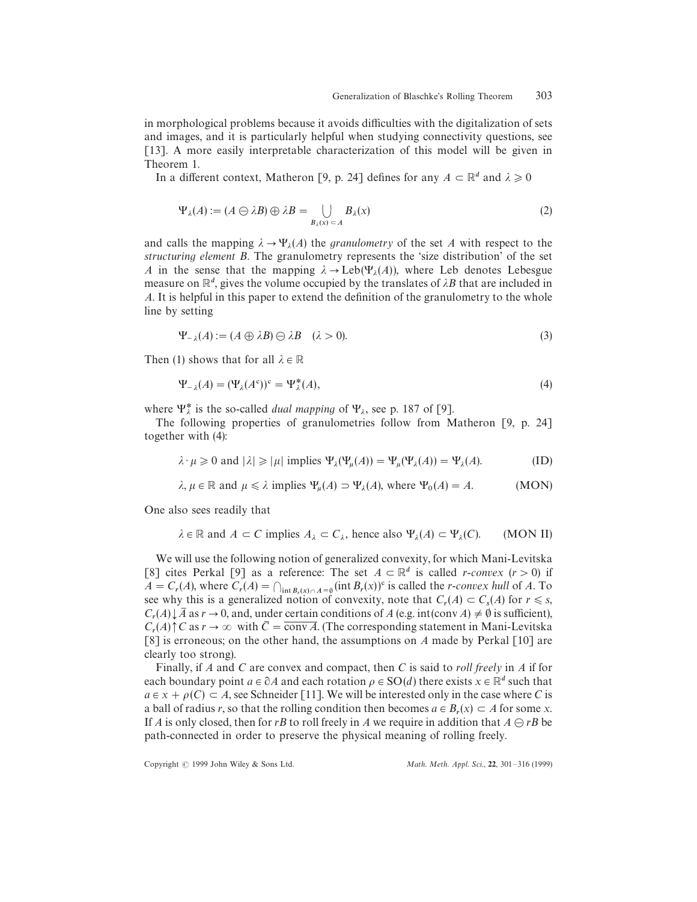in morphological problems because it avoids difficulties with the digitalization of sets and images, and it is particularly helpful when studying connectivity questions, see [13]. A more easily interpretable characterization of this model will be given in Theorem 1.

In a different context, Matheron [9, p. 24] defines for any $A \subset \mathbb{R}^d$ and $\lambda \geqslant 0$

$$\Psi_\lambda(A) := (A \ominus \lambda B) \oplus \lambda B = \bigcup_{B_\lambda(x) \subset A} B_\lambda(x) \tag{2}$$

and calls the mapping $\lambda \to \Psi_\lambda(A)$ the *granulometry* of the set $A$ with respect to the *structuring element* $B$. The granulometry represents the 'size distribution' of the set $A$ in the sense that the mapping $\lambda \to \mathrm{Leb}(\Psi_\lambda(A))$, where Leb denotes Lebesgue measure on $\mathbb{R}^d$, gives the volume occupied by the translates of $\lambda B$ that are included in $A$. It is helpful in this paper to extend the definition of the granulometry to the whole line by setting

$$\Psi_{-\lambda}(A) := (A \oplus \lambda B) \ominus \lambda B \quad (\lambda > 0). \tag{3}$$

Then (1) shows that for all $\lambda \in \mathbb{R}$

$$\Psi_{-\lambda}(A) = (\Psi_\lambda(A^c))^c = \Psi_\lambda^*(A), \tag{4}$$

where $\Psi_\lambda^*$ is the so-called *dual mapping* of $\Psi_\lambda$, see p. 187 of [9].

The following properties of granulometries follow from Matheron [9, p. 24] together with (4):

$$\lambda \cdot \mu \geqslant 0 \text{ and } |\lambda| \geqslant |\mu| \text{ implies } \Psi_\lambda(\Psi_\mu(A)) = \Psi_\mu(\Psi_\lambda(A)) = \Psi_\lambda(A). \tag{ID}$$

$$\lambda, \mu \in \mathbb{R} \text{ and } \mu \leqslant \lambda \text{ implies } \Psi_\mu(A) \supset \Psi_\lambda(A), \text{ where } \Psi_0(A) = A. \tag{MON}$$

One also sees readily that

$$\lambda \in \mathbb{R} \text{ and } A \subset C \text{ implies } A_\lambda \subset C_\lambda, \text{ hence also } \Psi_\lambda(A) \subset \Psi_\lambda(C). \tag{MON II}$$

We will use the following notion of generalized convexity, for which Mani-Levitska [8] cites Perkal [9] as a reference: The set $A \subset \mathbb{R}^d$ is called *r-convex* ($r > 0$) if $A = C_r(A)$, where $C_r(A) = \bigcap_{\mathrm{int}\, B_r(x) \cap A = \emptyset} (\mathrm{int}\, B_r(x))^c$ is called the *r-convex hull* of $A$. To see why this is a generalized notion of convexity, note that $C_r(A) \subset C_s(A)$ for $r \leqslant s$, $C_r(A) \downarrow \bar{A}$ as $r \to 0$, and, under certain conditions of $A$ (e.g. $\mathrm{int}(\mathrm{conv}\, A) \neq \emptyset$ is sufficient), $C_r(A) \uparrow C$ as $r \to \infty$ with $\bar{C} = \overline{\mathrm{conv}\, A}$. (The corresponding statement in Mani-Levitska [8] is erroneous; on the other hand, the assumptions on $A$ made by Perkal [10] are clearly too strong).

Finally, if $A$ and $C$ are convex and compact, then $C$ is said to *roll freely* in $A$ if for each boundary point $a \in \partial A$ and each rotation $\rho \in SO(d)$ there exists $x \in \mathbb{R}^d$ such that $a \in x + \rho(C) \subset A$, see Schneider [11]. We will be interested only in the case where $C$ is a ball of radius $r$, so that the rolling condition then becomes $a \in B_r(x) \subset A$ for some $x$. If $A$ is only closed, then for $rB$ to roll freely in $A$ we require in addition that $A \ominus rB$ be path-connected in order to preserve the physical meaning of rolling freely.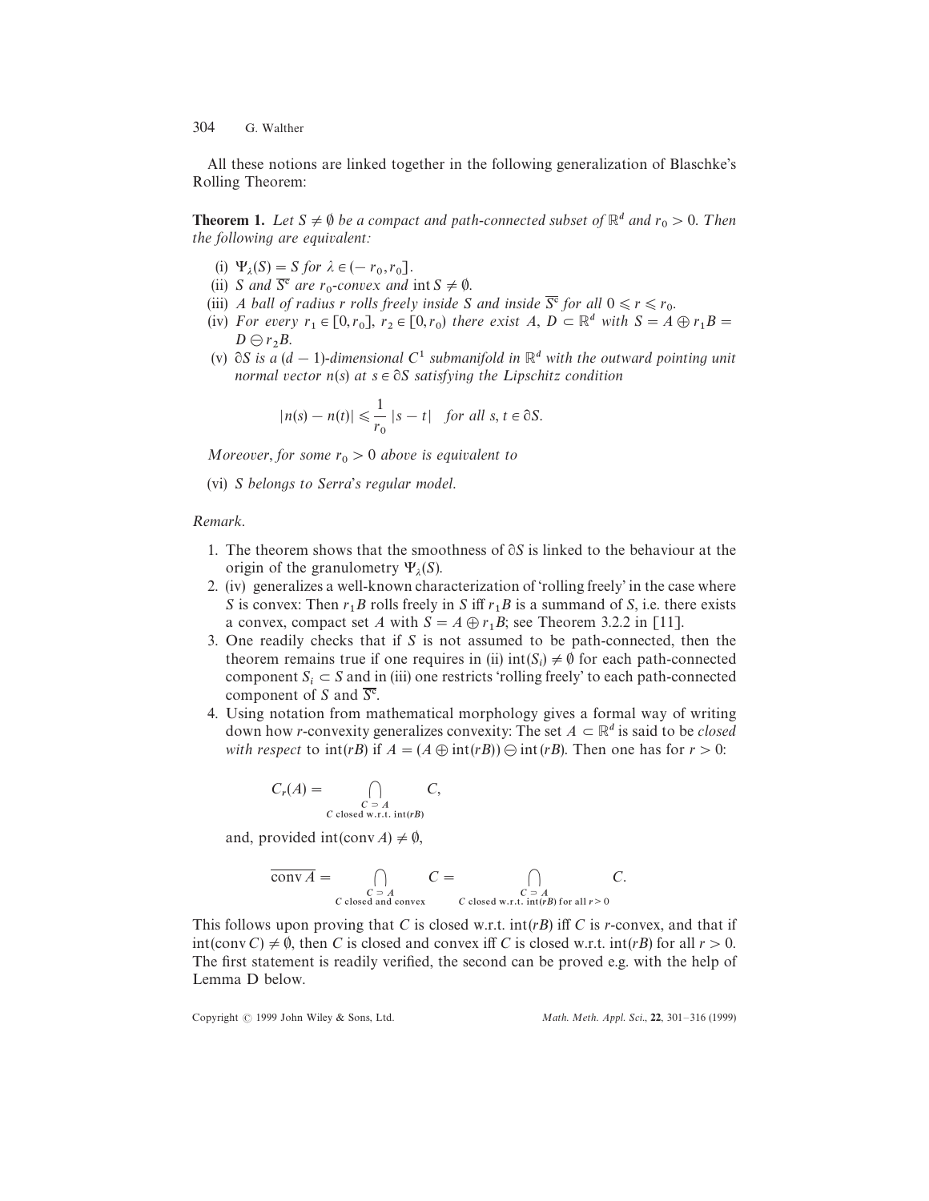All these notions are linked together in the following generalization of Blaschke's Rolling Theorem:

**Theorem 1.** *Let $S \neq \emptyset$ be a compact and path-connected subset of $\mathbb{R}^d$ and $r_0 > 0$. Then the following are equivalent:*

(i) $\Psi_\lambda(S) = S$ *for* $\lambda \in (-r_0, r_0]$.

(ii) $S$ *and* $\overline{S^c}$ *are* $r_0$*-convex and* $\operatorname{int} S \neq \emptyset$.

(iii) *A ball of radius* $r$ *rolls freely inside* $S$ *and inside* $\overline{S^c}$ *for all* $0 \leqslant r \leqslant r_0$.

(iv) *For every* $r_1 \in [0, r_0]$, $r_2 \in [0, r_0)$ *there exist* $A$, $D \subset \mathbb{R}^d$ *with* $S = A \oplus r_1 B = D \ominus r_2 B$.

(v) $\partial S$ *is a* $(d-1)$*-dimensional* $C^1$ *submanifold in* $\mathbb{R}^d$ *with the outward pointing unit normal vector* $n(s)$ *at* $s \in \partial S$ *satisfying the Lipschitz condition*

$$|n(s) - n(t)| \leqslant \frac{1}{r_0}\,|s - t| \quad \text{for all } s, t \in \partial S.$$

*Moreover, for some* $r_0 > 0$ *above is equivalent to*

(vi) $S$ *belongs to Serra's regular model.*

*Remark.*

1. The theorem shows that the smoothness of $\partial S$ is linked to the behaviour at the origin of the granulometry $\Psi_\lambda(S)$.
2. (iv) generalizes a well-known characterization of 'rolling freely' in the case where $S$ is convex: Then $r_1 B$ rolls freely in $S$ iff $r_1 B$ is a summand of $S$, i.e. there exists a convex, compact set $A$ with $S = A \oplus r_1 B$; see Theorem 3.2.2 in [11].
3. One readily checks that if $S$ is not assumed to be path-connected, then the theorem remains true if one requires in (ii) $\operatorname{int}(S_i) \neq \emptyset$ for each path-connected component $S_i \subset S$ and in (iii) one restricts 'rolling freely' to each path-connected component of $S$ and $\overline{S^c}$.
4. Using notation from mathematical morphology gives a formal way of writing down how $r$-convexity generalizes convexity: The set $A \subset \mathbb{R}^d$ is said to be *closed with respect* to $\operatorname{int}(rB)$ if $A = (A \oplus \operatorname{int}(rB)) \ominus \operatorname{int}(rB)$. Then one has for $r > 0$:

$$C_r(A) = \bigcap_{\substack{C \supset A \\ C \text{ closed w.r.t. } \operatorname{int}(rB)}} C,$$

and, provided $\operatorname{int}(\operatorname{conv} A) \neq \emptyset$,

$$\overline{\operatorname{conv} A} = \bigcap_{\substack{C \supset A \\ C \text{ closed and convex}}} C = \bigcap_{\substack{C \supset A \\ C \text{ closed w.r.t. } \operatorname{int}(rB) \text{ for all } r > 0}} C.$$

This follows upon proving that $C$ is closed w.r.t. $\operatorname{int}(rB)$ iff $C$ is $r$-convex, and that if $\operatorname{int}(\operatorname{conv} C) \neq \emptyset$, then $C$ is closed and convex iff $C$ is closed w.r.t. $\operatorname{int}(rB)$ for all $r > 0$. The first statement is readily verified, the second can be proved e.g. with the help of Lemma D below.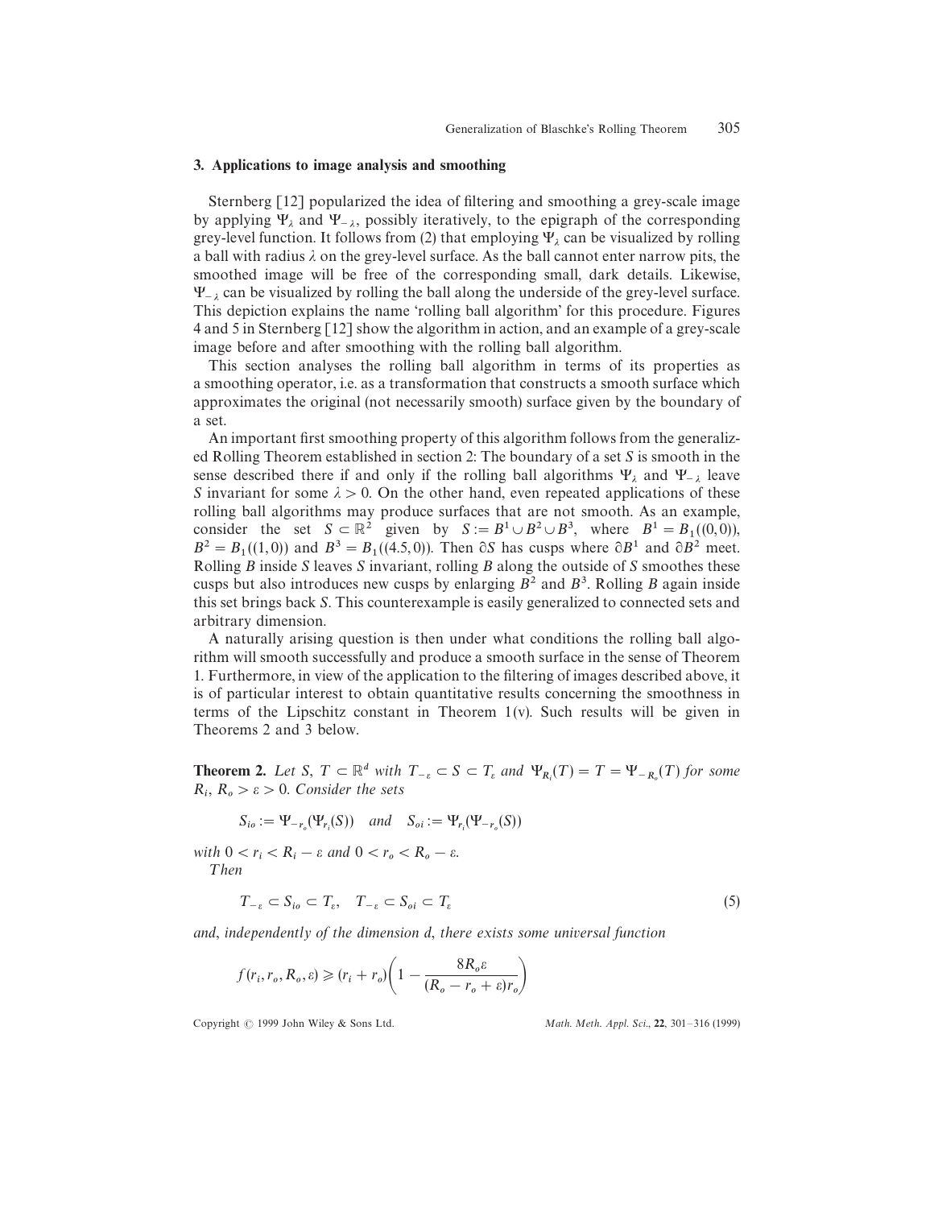## 3. Applications to image analysis and smoothing

Sternberg [12] popularized the idea of filtering and smoothing a grey-scale image by applying $\Psi_\lambda$ and $\Psi_{-\lambda}$, possibly iteratively, to the epigraph of the corresponding grey-level function. It follows from (2) that employing $\Psi_\lambda$ can be visualized by rolling a ball with radius $\lambda$ on the grey-level surface. As the ball cannot enter narrow pits, the smoothed image will be free of the corresponding small, dark details. Likewise, $\Psi_{-\lambda}$ can be visualized by rolling the ball along the underside of the grey-level surface. This depiction explains the name 'rolling ball algorithm' for this procedure. Figures 4 and 5 in Sternberg [12] show the algorithm in action, and an example of a grey-scale image before and after smoothing with the rolling ball algorithm.

This section analyses the rolling ball algorithm in terms of its properties as a smoothing operator, i.e. as a transformation that constructs a smooth surface which approximates the original (not necessarily smooth) surface given by the boundary of a set.

An important first smoothing property of this algorithm follows from the generalized Rolling Theorem established in section 2: The boundary of a set $S$ is smooth in the sense described there if and only if the rolling ball algorithms $\Psi_\lambda$ and $\Psi_{-\lambda}$ leave $S$ invariant for some $\lambda > 0$. On the other hand, even repeated applications of these rolling ball algorithms may produce surfaces that are not smooth. As an example, consider the set $S \subset \mathbb{R}^2$ given by $S := B^1 \cup B^2 \cup B^3$, where $B^1 = B_1((0,0))$, $B^2 = B_1((1,0))$ and $B^3 = B_1((4.5,0))$. Then $\partial S$ has cusps where $\partial B^1$ and $\partial B^2$ meet. Rolling $B$ inside $S$ leaves $S$ invariant, rolling $B$ along the outside of $S$ smoothes these cusps but also introduces new cusps by enlarging $B^2$ and $B^3$. Rolling $B$ again inside this set brings back $S$. This counterexample is easily generalized to connected sets and arbitrary dimension.

A naturally arising question is then under what conditions the rolling ball algorithm will smooth successfully and produce a smooth surface in the sense of Theorem 1. Furthermore, in view of the application to the filtering of images described above, it is of particular interest to obtain quantitative results concerning the smoothness in terms of the Lipschitz constant in Theorem 1(v). Such results will be given in Theorems 2 and 3 below.

**Theorem 2.** *Let $S, T \subset \mathbb{R}^d$ with $T_{-\varepsilon} \subset S \subset T_\varepsilon$ and $\Psi_{R_i}(T) = T = \Psi_{-R_o}(T)$ for some $R_i, R_o > \varepsilon > 0$. Consider the sets*

$$S_{io} := \Psi_{-r_o}(\Psi_{r_i}(S)) \quad \textit{and} \quad S_{oi} := \Psi_{r_i}(\Psi_{-r_o}(S))$$

*with $0 < r_i < R_i - \varepsilon$ and $0 < r_o < R_o - \varepsilon$.*
*Then*

$$T_{-\varepsilon} \subset S_{io} \subset T_\varepsilon, \quad T_{-\varepsilon} \subset S_{oi} \subset T_\varepsilon \tag{5}$$

*and, independently of the dimension $d$, there exists some universal function*

$$f(r_i, r_o, R_o, \varepsilon) \geqslant (r_i + r_o)\left(1 - \frac{8R_o\varepsilon}{(R_o - r_o + \varepsilon)r_o}\right)$$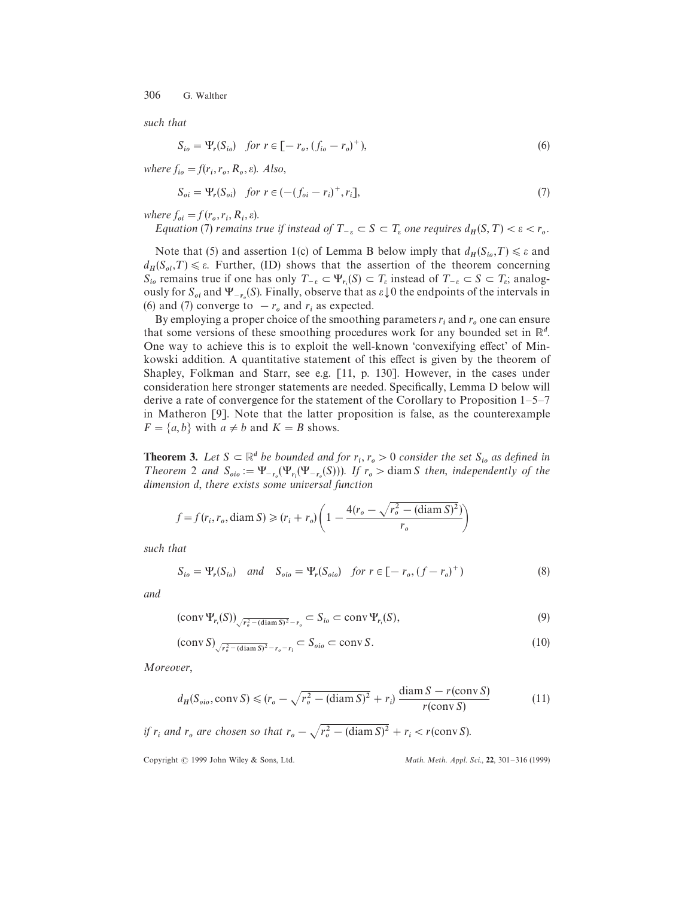*such that*

$$S_{io} = \Psi_r(S_{io}) \quad \textit{for } r \in [-r_o, (f_{io} - r_o)^+), \tag{6}$$

*where* $f_{io} = f(r_i, r_o, R_o, \varepsilon)$. *Also*,

$$S_{oi} = \Psi_r(S_{oi}) \quad \textit{for } r \in (-(f_{oi} - r_i)^+, r_i], \tag{7}$$

*where* $f_{oi} = f(r_o, r_i, R_i, \varepsilon)$.

*Equation* (7) *remains true if instead of* $T_{-\varepsilon} \subset S \subset T_\varepsilon$ *one requires* $d_H(S, T) < \varepsilon < r_o$.

Note that (5) and assertion 1(c) of Lemma B below imply that $d_H(S_{io}, T) \leqslant \varepsilon$ and $d_H(S_{oi}, T) \leqslant \varepsilon$. Further, (ID) shows that the assertion of the theorem concerning $S_{io}$ remains true if one has only $T_{-\varepsilon} \subset \Psi_{r_i}(S) \subset T_\varepsilon$ instead of $T_{-\varepsilon} \subset S \subset T_\varepsilon$; analogously for $S_{oi}$ and $\Psi_{-r_o}(S)$. Finally, observe that as $\varepsilon \downarrow 0$ the endpoints of the intervals in (6) and (7) converge to $-r_o$ and $r_i$ as expected.

By employing a proper choice of the smoothing parameters $r_i$ and $r_o$ one can ensure that some versions of these smoothing procedures work for any bounded set in $\mathbb{R}^d$. One way to achieve this is to exploit the well-known 'convexifying effect' of Minkowski addition. A quantitative statement of this effect is given by the theorem of Shapley, Folkman and Starr, see e.g. [11, p. 130]. However, in the cases under consideration here stronger statements are needed. Specifically, Lemma D below will derive a rate of convergence for the statement of the Corollary to Proposition 1–5–7 in Matheron [9]. Note that the latter proposition is false, as the counterexample $F = \{a, b\}$ with $a \neq b$ and $K = B$ shows.

**Theorem 3.** *Let* $S \subset \mathbb{R}^d$ *be bounded and for* $r_i, r_o > 0$ *consider the set* $S_{io}$ *as defined in Theorem 2 and* $S_{oio} := \Psi_{-r_o}(\Psi_{r_i}(\Psi_{-r_o}(S)))$. *If* $r_o > \operatorname{diam} S$ *then, independently of the dimension d, there exists some universal function*

$$f = f(r_i, r_o, \operatorname{diam} S) \geqslant (r_i + r_o)\left(1 - \frac{4(r_o - \sqrt{r_o^2 - (\operatorname{diam} S)^2})}{r_o}\right)$$

*such that*

$$S_{io} = \Psi_r(S_{io}) \quad \textit{and} \quad S_{oio} = \Psi_r(S_{oio}) \quad \textit{for } r \in [-r_o, (f - r_o)^+) \tag{8}$$

*and*

$$(\operatorname{conv} \Psi_{r_i}(S))_{\sqrt{r_o^2 - (\operatorname{diam} S)^2} - r_o} \subset S_{io} \subset \operatorname{conv} \Psi_{r_i}(S), \tag{9}$$

$$(\operatorname{conv} S)_{\sqrt{r_o^2 - (\operatorname{diam} S)^2} - r_o - r_i} \subset S_{oio} \subset \operatorname{conv} S. \tag{10}$$

*Moreover*,

$$d_H(S_{oio}, \operatorname{conv} S) \leqslant (r_o - \sqrt{r_o^2 - (\operatorname{diam} S)^2} + r_i)\, \frac{\operatorname{diam} S - r(\operatorname{conv} S)}{r(\operatorname{conv} S)} \tag{11}$$

*if* $r_i$ *and* $r_o$ *are chosen so that* $r_o - \sqrt{r_o^2 - (\operatorname{diam} S)^2} + r_i < r(\operatorname{conv} S)$.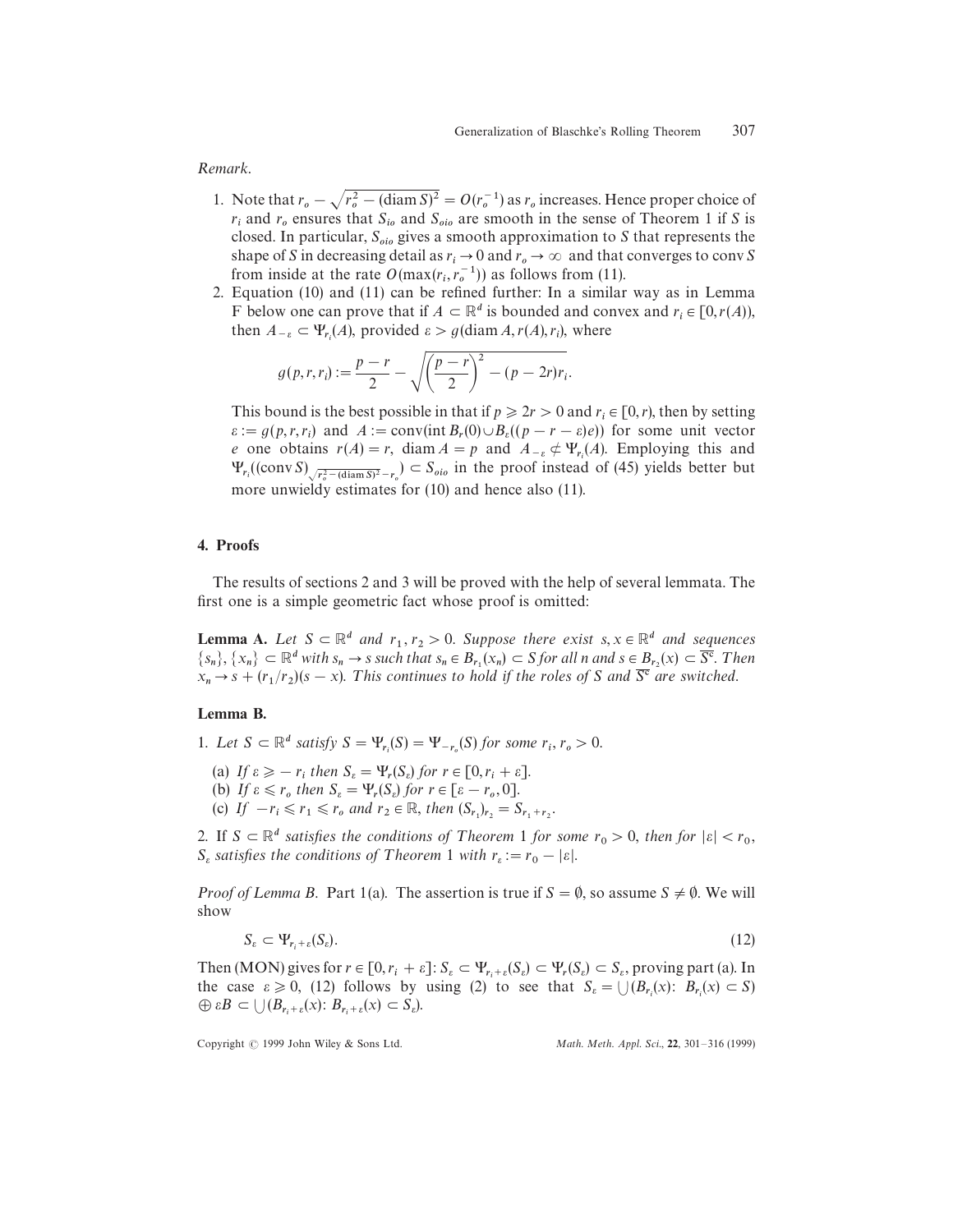*Remark*.

1. Note that $r_o - \sqrt{r_o^2 - (\operatorname{diam} S)^2} = O(r_o^{-1})$ as $r_o$ increases. Hence proper choice of $r_i$ and $r_o$ ensures that $S_{io}$ and $S_{oio}$ are smooth in the sense of Theorem 1 if $S$ is closed. In particular, $S_{oio}$ gives a smooth approximation to $S$ that represents the shape of $S$ in decreasing detail as $r_i \to 0$ and $r_o \to \infty$ and that converges to conv $S$ from inside at the rate $O(\max(r_i, r_o^{-1}))$ as follows from (11).
2. Equation (10) and (11) can be refined further: In a similar way as in Lemma F below one can prove that if $A \subset \mathbb{R}^d$ is bounded and convex and $r_i \in [0, r(A))$, then $A_{-\varepsilon} \subset \Psi_{r_i}(A)$, provided $\varepsilon > g(\operatorname{diam} A, r(A), r_i)$, where

$$g(p, r, r_i) := \frac{p-r}{2} - \sqrt{\left(\frac{p-r}{2}\right)^2 - (p-2r)r_i}.$$

This bound is the best possible in that if $p \geqslant 2r > 0$ and $r_i \in [0, r)$, then by setting $\varepsilon := g(p, r, r_i)$ and $A := \operatorname{conv}(\operatorname{int} B_r(0) \cup B_\varepsilon((p - r - \varepsilon)e))$ for some unit vector $e$ one obtains $r(A) = r$, $\operatorname{diam} A = p$ and $A_{-\varepsilon} \not\subset \Psi_{r_i}(A)$. Employing this and $\Psi_{r_i}((\operatorname{conv} S)_{\sqrt{r_o^2 - (\operatorname{diam} S)^2} - r_o}) \subset S_{oio}$ in the proof instead of (45) yields better but more unwieldy estimates for (10) and hence also (11).

## 4. Proofs

The results of sections 2 and 3 will be proved with the help of several lemmata. The first one is a simple geometric fact whose proof is omitted:

**Lemma A.** *Let $S \subset \mathbb{R}^d$ and $r_1, r_2 > 0$. Suppose there exist $s, x \in \mathbb{R}^d$ and sequences $\{s_n\}, \{x_n\} \subset \mathbb{R}^d$ with $s_n \to s$ such that $s_n \in B_{r_1}(x_n) \subset S$ for all $n$ and $s \in B_{r_2}(x) \subset \overline{S^c}$. Then $x_n \to s + (r_1/r_2)(s - x)$. This continues to hold if the roles of $S$ and $\overline{S^c}$ are switched.*

**Lemma B.**

1. *Let $S \subset \mathbb{R}^d$ satisfy $S = \Psi_{r_i}(S) = \Psi_{-r_o}(S)$ for some $r_i, r_o > 0$.*
   - (a) *If $\varepsilon \geqslant -r_i$ then $S_\varepsilon = \Psi_r(S_\varepsilon)$ for $r \in [0, r_i + \varepsilon]$.*
   - (b) *If $\varepsilon \leqslant r_o$ then $S_\varepsilon = \Psi_r(S_\varepsilon)$ for $r \in [\varepsilon - r_o, 0]$.*
   - (c) *If $-r_i \leqslant r_1 \leqslant r_o$ and $r_2 \in \mathbb{R}$, then $(S_{r_1})_{r_2} = S_{r_1 + r_2}$.*
2. If $S \subset \mathbb{R}^d$ *satisfies the conditions of Theorem 1 for some $r_0 > 0$, then for $|\varepsilon| < r_0$, $S_\varepsilon$ satisfies the conditions of Theorem 1 with $r_\varepsilon := r_0 - |\varepsilon|$.*

*Proof of Lemma B.* Part 1(a). The assertion is true if $S = \emptyset$, so assume $S \neq \emptyset$. We will show

$$S_\varepsilon \subset \Psi_{r_i + \varepsilon}(S_\varepsilon). \tag{12}$$

Then (MON) gives for $r \in [0, r_i + \varepsilon]$: $S_\varepsilon \subset \Psi_{r_i+\varepsilon}(S_\varepsilon) \subset \Psi_r(S_\varepsilon) \subset S_\varepsilon$, proving part (a). In the case $\varepsilon \geqslant 0$, (12) follows by using (2) to see that $S_\varepsilon = \bigcup(B_{r_i}(x)\colon B_{r_i}(x) \subset S) \oplus \varepsilon B \subset \bigcup(B_{r_i+\varepsilon}(x)\colon B_{r_i+\varepsilon}(x) \subset S_\varepsilon)$.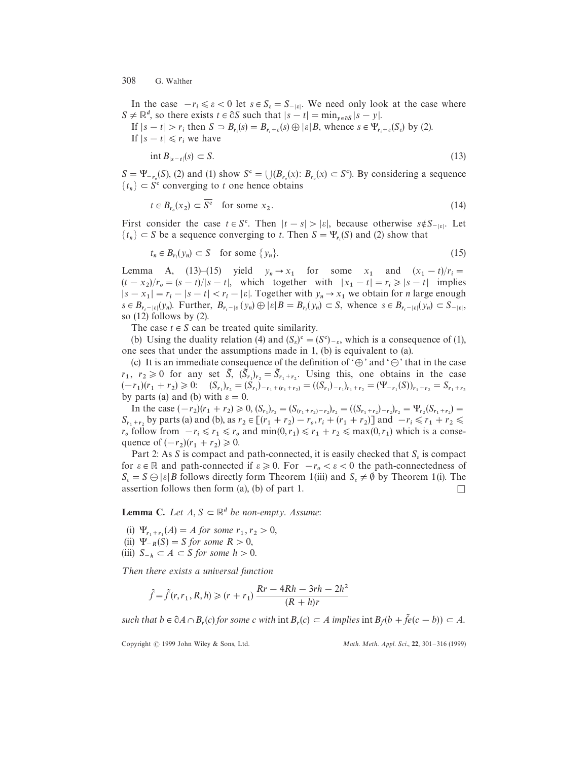In the case $-r_i \leqslant \varepsilon < 0$ let $s \in S_\varepsilon = S_{-|\varepsilon|}$. We need only look at the case where $S \neq \mathbb{R}^d$, so there exists $t \in \partial S$ such that $|s - t| = \min_{y \in \partial S} |s - y|$.

If $|s-t| > r_i$ then $S \supset B_{r_i}(s) = B_{r_i + \varepsilon}(s) \oplus |\varepsilon| B$, whence $s \in \Psi_{r_i + \varepsilon}(S_\varepsilon)$ by (2).

If $|s - t| \leqslant r_i$ we have

$$\operatorname{int} B_{|s-t|}(s) \subset S. \tag{13}$$

$S = \Psi_{-r_o}(S)$, (2) and (1) show $S^c = \bigcup (B_{r_o}(x) \colon B_{r_o}(x) \subset S^c)$. By considering a sequence $\{t_n\} \subset S^c$ converging to $t$ one hence obtains

$$t \in B_{r_o}(x_2) \subset \overline{S^c} \quad \text{for some } x_2. \tag{14}$$

First consider the case $t \in S^c$. Then $|t - s| > |\varepsilon|$, because otherwise $s \notin S_{-|\varepsilon|}$. Let $\{t_n\} \subset S$ be a sequence converging to $t$. Then $S = \Psi_{r_i}(S)$ and (2) show that

$$t_n \in B_{r_i}(y_n) \subset S \quad \text{for some } \{y_n\}. \tag{15}$$

Lemma A, (13)–(15) yield $y_n \to x_1$ for some $x_1$ and $(x_1 - t)/r_i = (t - x_2)/r_o = (s-t)/|s-t|$, which together with $|x_1 - t| = r_i \geqslant |s - t|$ implies $|s - x_1| = r_i - |s - t| < r_i - |\varepsilon|$. Together with $y_n \to x_1$ we obtain for $n$ large enough $s \in B_{r_i - |\varepsilon|}(y_n)$. Further, $B_{r_i - |\varepsilon|}(y_n) \oplus |\varepsilon| B = B_{r_i}(y_n) \subset S$, whence $s \in B_{r_i - |\varepsilon|}(y_n) \subset S_{-|\varepsilon|}$, so (12) follows by (2).

The case $t \in S$ can be treated quite similarity.

(b) Using the duality relation (4) and $(S_\varepsilon)^c = (S^c)_{-\varepsilon}$, which is a consequence of (1), one sees that under the assumptions made in 1, (b) is equivalent to (a).

(c) It is an immediate consequence of the definition of '$\oplus$' and '$\ominus$' that in the case $r_1,\ r_2 \geqslant 0$ for any set $\tilde{S}$, $(\tilde{S}_{r_1})_{r_2} = \tilde{S}_{r_1 + r_2}$. Using this, one obtains in the case $(-r_1)(r_1 + r_2) \geqslant 0$: $\quad (S_{r_1})_{r_2} = (S_{r_1})_{-r_1 + (r_1 + r_2)} = ((S_{r_1})_{-r_1})_{r_1 + r_2} = (\Psi_{-r_1}(S))_{r_1 + r_2} = S_{r_1 + r_2}$ by parts (a) and (b) with $\varepsilon = 0$.

In the case $(-r_2)(r_1 + r_2) \geqslant 0$, $(S_{r_1})_{r_2} = (S_{(r_1 + r_2) - r_2})_{r_2} = ((S_{r_1 + r_2})_{-r_2})_{r_2} = \Psi_{r_2}(S_{r_1 + r_2}) = S_{r_1 + r_2}$ by parts (a) and (b), as $r_2 \in [(r_1 + r_2) - r_o, r_i + (r_1 + r_2)]$ and $-r_i \leqslant r_1 + r_2 \leqslant r_o$ follow from $-r_i \leqslant r_1 \leqslant r_o$ and $\min(0, r_1) \leqslant r_1 + r_2 \leqslant \max(0, r_1)$ which is a consequence of $(-r_2)(r_1 + r_2) \geqslant 0$.

Part 2: As $S$ is compact and path-connected, it is easily checked that $S_\varepsilon$ is compact for $\varepsilon \in \mathbb{R}$ and path-connected if $\varepsilon \geqslant 0$. For $-r_o < \varepsilon < 0$ the path-connectedness of $S_\varepsilon = S \ominus |\varepsilon| B$ follows directly form Theorem 1(iii) and $S_\varepsilon \neq \emptyset$ by Theorem 1(i). The assertion follows then form (a), (b) of part 1. $\square$

**Lemma C.** *Let $A, S \subset \mathbb{R}^d$ be non-empty. Assume*:

(i) $\Psi_{r_1 + r_1}(A) = A$ *for some* $r_1, r_2 > 0$,
(ii) $\Psi_{-R}(S) = S$ *for some* $R > 0$,
(iii) $S_{-h} \subset A \subset S$ *for some* $h > 0$.

*Then there exists a universal function*

$$\tilde{f} = \tilde{f}(r, r_1, R, h) \geqslant (r + r_1) \frac{Rr - 4Rh - 3rh - 2h^2}{(R + h) r}$$

*such that* $b \in \partial A \cap B_r(c)$ *for some* $c$ *with* $\operatorname{int} B_r(c) \subset A$ *implies* $\operatorname{int} B_{\tilde{f}}(b + \tilde{f} e(c - b)) \subset A$.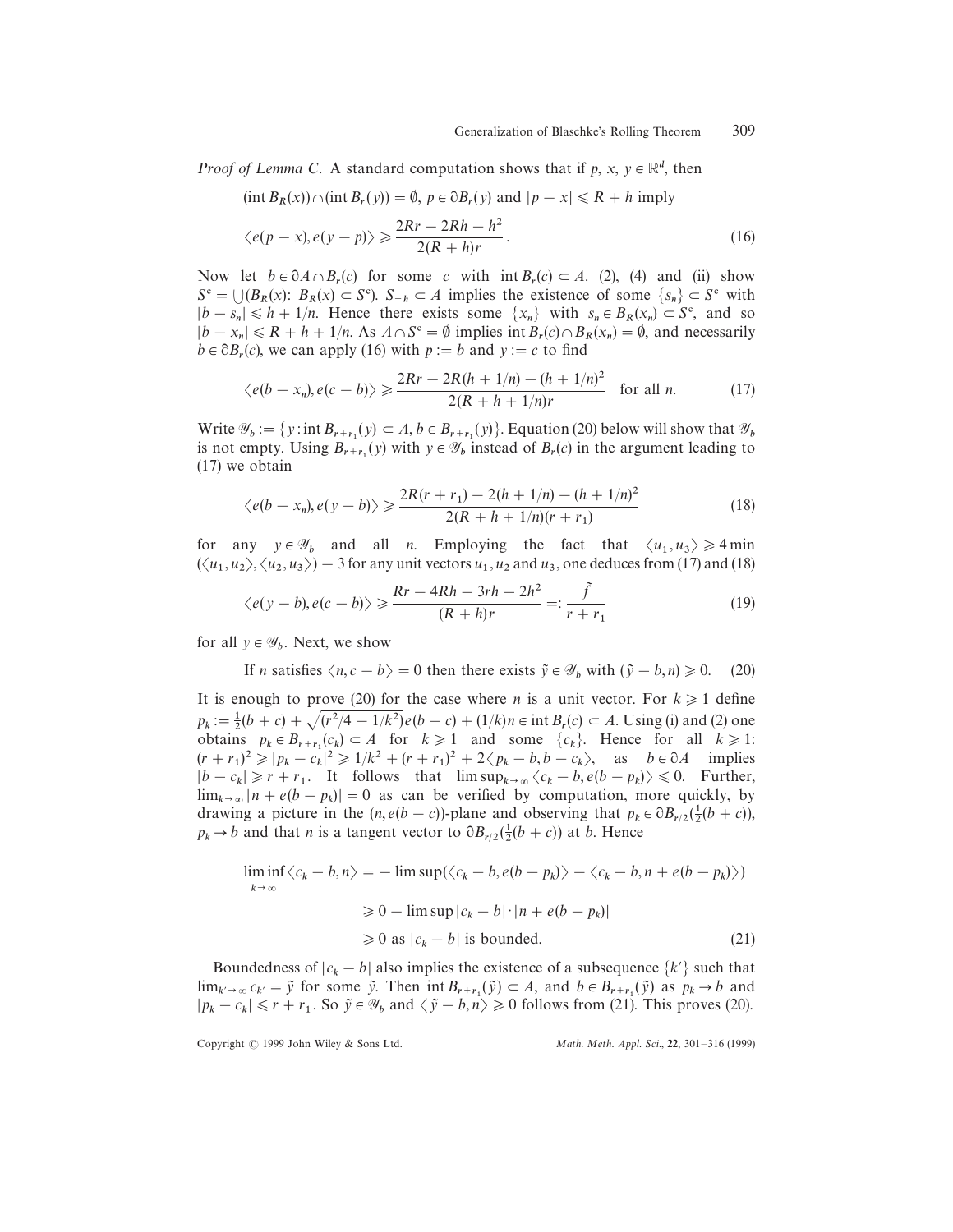*Proof of Lemma C*. A standard computation shows that if $p$, $x$, $y \in \mathbb{R}^d$, then

$$(\operatorname{int} B_R(x)) \cap (\operatorname{int} B_r(y)) = \emptyset,\ p \in \partial B_r(y) \text{ and } |p - x| \leqslant R + h \text{ imply}$$

$$\langle e(p - x), e(y - p) \rangle \geqslant \frac{2Rr - 2Rh - h^2}{2(R + h)r}. \tag{16}$$

Now let $b \in \partial A \cap B_r(c)$ for some $c$ with $\operatorname{int} B_r(c) \subset A$. (2), (4) and (ii) show $S^c = \bigcup (B_R(x)\colon B_R(x) \subset S^c)$. $S_{-h} \subset A$ implies the existence of some $\{s_n\} \subset S^c$ with $|b - s_n| \leqslant h + 1/n$. Hence there exists some $\{x_n\}$ with $s_n \in B_R(x_n) \subset S^c$, and so $|b - x_n| \leqslant R + h + 1/n$. As $A \cap S^c = \emptyset$ implies $\operatorname{int} B_r(c) \cap B_R(x_n) = \emptyset$, and necessarily $b \in \partial B_r(c)$, we can apply (16) with $p := b$ and $y := c$ to find

$$\langle e(b - x_n), e(c - b) \rangle \geqslant \frac{2Rr - 2R(h + 1/n) - (h + 1/n)^2}{2(R + h + 1/n)r} \quad \text{for all } n. \tag{17}$$

Write $\mathscr{Y}_b := \{ y : \operatorname{int} B_{r+r_1}(y) \subset A, b \in B_{r+r_1}(y) \}$. Equation (20) below will show that $\mathscr{Y}_b$ is not empty. Using $B_{r+r_1}(y)$ with $y \in \mathscr{Y}_b$ instead of $B_r(c)$ in the argument leading to (17) we obtain

$$\langle e(b - x_n), e(y - b) \rangle \geqslant \frac{2R(r + r_1) - 2(h + 1/n) - (h + 1/n)^2}{2(R + h + 1/n)(r + r_1)} \tag{18}$$

for any $y \in \mathscr{Y}_b$ and all $n$. Employing the fact that $\langle u_1, u_3 \rangle \geqslant 4 \min (\langle u_1, u_2 \rangle, \langle u_2, u_3 \rangle) - 3$ for any unit vectors $u_1, u_2$ and $u_3$, one deduces from (17) and (18)

$$\langle e(y - b), e(c - b) \rangle \geqslant \frac{Rr - 4Rh - 3rh - 2h^2}{(R + h)r} =: \frac{\tilde{f}}{r + r_1} \tag{19}$$

for all $y \in \mathscr{Y}_b$. Next, we show

$$\text{If } n \text{ satisfies } \langle n, c - b \rangle = 0 \text{ then there exists } \tilde{y} \in \mathscr{Y}_b \text{ with } (\tilde{y} - b, n) \geqslant 0. \tag{20}$$

It is enough to prove (20) for the case where $n$ is a unit vector. For $k \geqslant 1$ define $p_k := \frac{1}{2}(b + c) + \sqrt{(r^2/4 - 1/k^2)}e(b - c) + (1/k)n \in \operatorname{int} B_r(c) \subset A$. Using (i) and (2) one obtains $p_k \in B_{r+r_1}(c_k) \subset A$ for $k \geqslant 1$ and some $\{c_k\}$. Hence for all $k \geqslant 1$: $(r + r_1)^2 \geqslant |p_k - c_k|^2 \geqslant 1/k^2 + (r + r_1)^2 + 2\langle p_k - b, b - c_k \rangle$, as $b \in \partial A$ implies $|b - c_k| \geqslant r + r_1$. It follows that $\limsup_{k \to \infty} \langle c_k - b, e(b - p_k) \rangle \leqslant 0$. Further, $\lim_{k \to \infty} |n + e(b - p_k)| = 0$ as can be verified by computation, more quickly, by drawing a picture in the $(n, e(b - c))$-plane and observing that $p_k \in \partial B_{r/2}(\frac{1}{2}(b + c))$, $p_k \to b$ and that $n$ is a tangent vector to $\partial B_{r/2}(\frac{1}{2}(b + c))$ at $b$. Hence

$$\begin{aligned}
\liminf_{k \to \infty} \langle c_k - b, n \rangle &= -\limsup (\langle c_k - b, e(b - p_k) \rangle - \langle c_k - b, n + e(b - p_k) \rangle) \\
&\geqslant 0 - \limsup |c_k - b| \cdot |n + e(b - p_k)| \\
&\geqslant 0 \text{ as } |c_k - b| \text{ is bounded.}
\end{aligned} \tag{21}$$

Boundedness of $|c_k - b|$ also implies the existence of a subsequence $\{k'\}$ such that $\lim_{k' \to \infty} c_{k'} = \tilde{y}$ for some $\tilde{y}$. Then $\operatorname{int} B_{r+r_1}(\tilde{y}) \subset A$, and $b \in B_{r+r_1}(\tilde{y})$ as $p_k \to b$ and $|p_k - c_k| \leqslant r + r_1$. So $\tilde{y} \in \mathscr{Y}_b$ and $\langle \tilde{y} - b, n \rangle \geqslant 0$ follows from (21). This proves (20).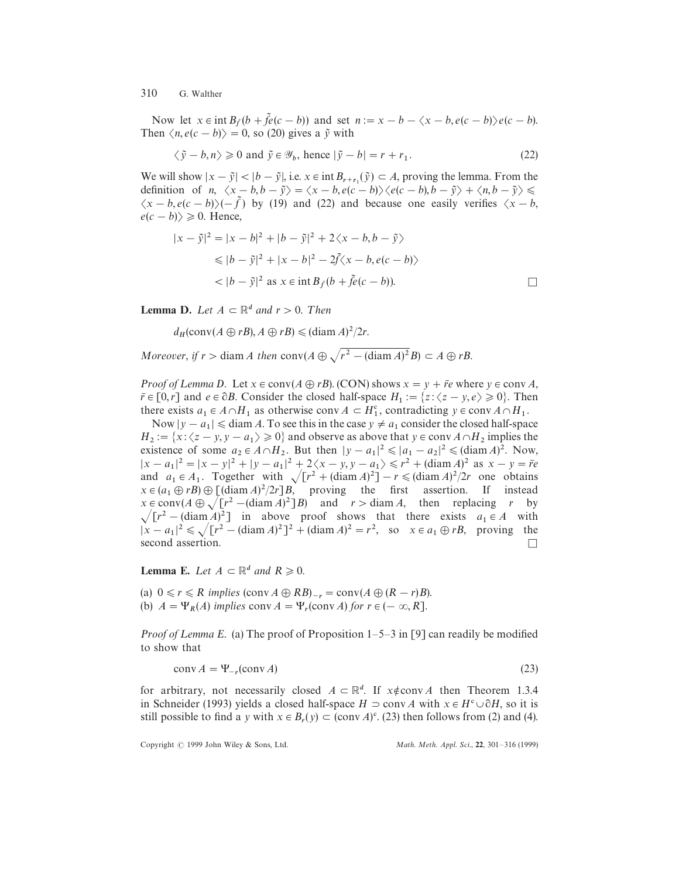Now let $x \in \operatorname{int} B_{\tilde{f}}(b + \tilde{f}e(c-b))$ and set $n := x - b - \langle x - b, e(c-b)\rangle e(c-b)$. Then $\langle n, e(c-b)\rangle = 0$, so (20) gives a $\tilde{y}$ with

$$\langle \tilde{y} - b, n\rangle \geqslant 0 \text{ and } \tilde{y} \in \mathscr{Y}_b, \text{ hence } |\tilde{y} - b| = r + r_1. \tag{22}$$

We will show $|x - \tilde{y}| < |b - \tilde{y}|$, i.e. $x \in \operatorname{int} B_{r+r_1}(\tilde{y}) \subset A$, proving the lemma. From the definition of $n$, $\langle x - b, b - \tilde{y}\rangle = \langle x - b, e(c-b)\rangle\langle e(c-b), b - \tilde{y}\rangle + \langle n, b - \tilde{y}\rangle \leqslant \langle x - b, e(c-b)\rangle(-\tilde{f})$ by (19) and (22) and because one easily verifies $\langle x - b, e(c-b)\rangle \geqslant 0$. Hence,

$$\begin{aligned}
|x - \tilde{y}|^2 &= |x - b|^2 + |b - \tilde{y}|^2 + 2\langle x - b, b - \tilde{y}\rangle \\
&\leqslant |b - \tilde{y}|^2 + |x - b|^2 - 2\tilde{f}\langle x - b, e(c-b)\rangle \\
&< |b - \tilde{y}|^2 \text{ as } x \in \operatorname{int} B_{\tilde{f}}(b + \tilde{f}e(c-b)). \qquad \square
\end{aligned}$$

**Lemma D.** *Let $A \subset \mathbb{R}^d$ and $r > 0$. Then*

$$d_H(\operatorname{conv}(A \oplus rB), A \oplus rB) \leqslant (\operatorname{diam} A)^2/2r.$$

*Moreover, if $r > \operatorname{diam} A$ then $\operatorname{conv}(A \oplus \sqrt{r^2 - (\operatorname{diam} A)^2}B) \subset A \oplus rB$.*

*Proof of Lemma D.* Let $x \in \operatorname{conv}(A \oplus rB)$. (CON) shows $x = y + \bar{r}e$ where $y \in \operatorname{conv} A$, $\bar{r} \in [0, r]$ and $e \in \partial B$. Consider the closed half-space $H_1 := \{z : \langle z - y, e\rangle \geqslant 0\}$. Then there exists $a_1 \in A \cap H_1$ as otherwise $\operatorname{conv} A \subset H_1^c$, contradicting $y \in \operatorname{conv} A \cap H_1$.

Now $|y - a_1| \leqslant \operatorname{diam} A$. To see this in the case $y \neq a_1$ consider the closed half-space $H_2 := \{x : \langle z - y, y - a_1\rangle \geqslant 0\}$ and observe as above that $y \in \operatorname{conv} A \cap H_2$ implies the existence of some $a_2 \in A \cap H_2$. But then $|y - a_1|^2 \leqslant |a_1 - a_2|^2 \leqslant (\operatorname{diam} A)^2$. Now, $|x - a_1|^2 = |x - y|^2 + |y - a_1|^2 + 2\langle x - y, y - a_1\rangle \leqslant r^2 + (\operatorname{diam} A)^2$ as $x - y = \bar{r}e$ and $a_1 \in A_1$. Together with $\sqrt{[r^2 + (\operatorname{diam} A)^2]} - r \leqslant (\operatorname{diam} A)^2/2r$ one obtains $x \in (a_1 \oplus rB) \oplus [(\operatorname{diam} A)^2/2r]B$, proving the first assertion. If instead $x \in \operatorname{conv}(A \oplus \sqrt{[r^2 - (\operatorname{diam} A)^2]}B)$ and $r > \operatorname{diam} A$, then replacing $r$ by $\sqrt{[r^2 - (\operatorname{diam} A)^2]}$ in above proof shows that there exists $a_1 \in A$ with $|x - a_1|^2 \leqslant \sqrt{[r^2 - (\operatorname{diam} A)^2]}^2 + (\operatorname{diam} A)^2 = r^2$, so $x \in a_1 \oplus rB$, proving the second assertion. $\square$

**Lemma E.** *Let $A \subset \mathbb{R}^d$ and $R \geqslant 0$.*

(a) $0 \leqslant r \leqslant R$ *implies* $(\operatorname{conv} A \oplus RB)_{-r} = \operatorname{conv}(A \oplus (R - r)B)$.
(b) $A = \Psi_R(A)$ *implies* $\operatorname{conv} A = \Psi_r(\operatorname{conv} A)$ *for* $r \in (-\infty, R]$.

*Proof of Lemma E.* (a) The proof of Proposition 1–5–3 in [9] can readily be modified to show that

$$\operatorname{conv} A = \Psi_{-r}(\operatorname{conv} A) \tag{23}$$

for arbitrary, not necessarily closed $A \subset \mathbb{R}^d$. If $x \notin \operatorname{conv} A$ then Theorem 1.3.4 in Schneider (1993) yields a closed half-space $H \supset \operatorname{conv} A$ with $x \in H^c \cup \partial H$, so it is still possible to find a $y$ with $x \in B_r(y) \subset (\operatorname{conv} A)^c$. (23) then follows from (2) and (4).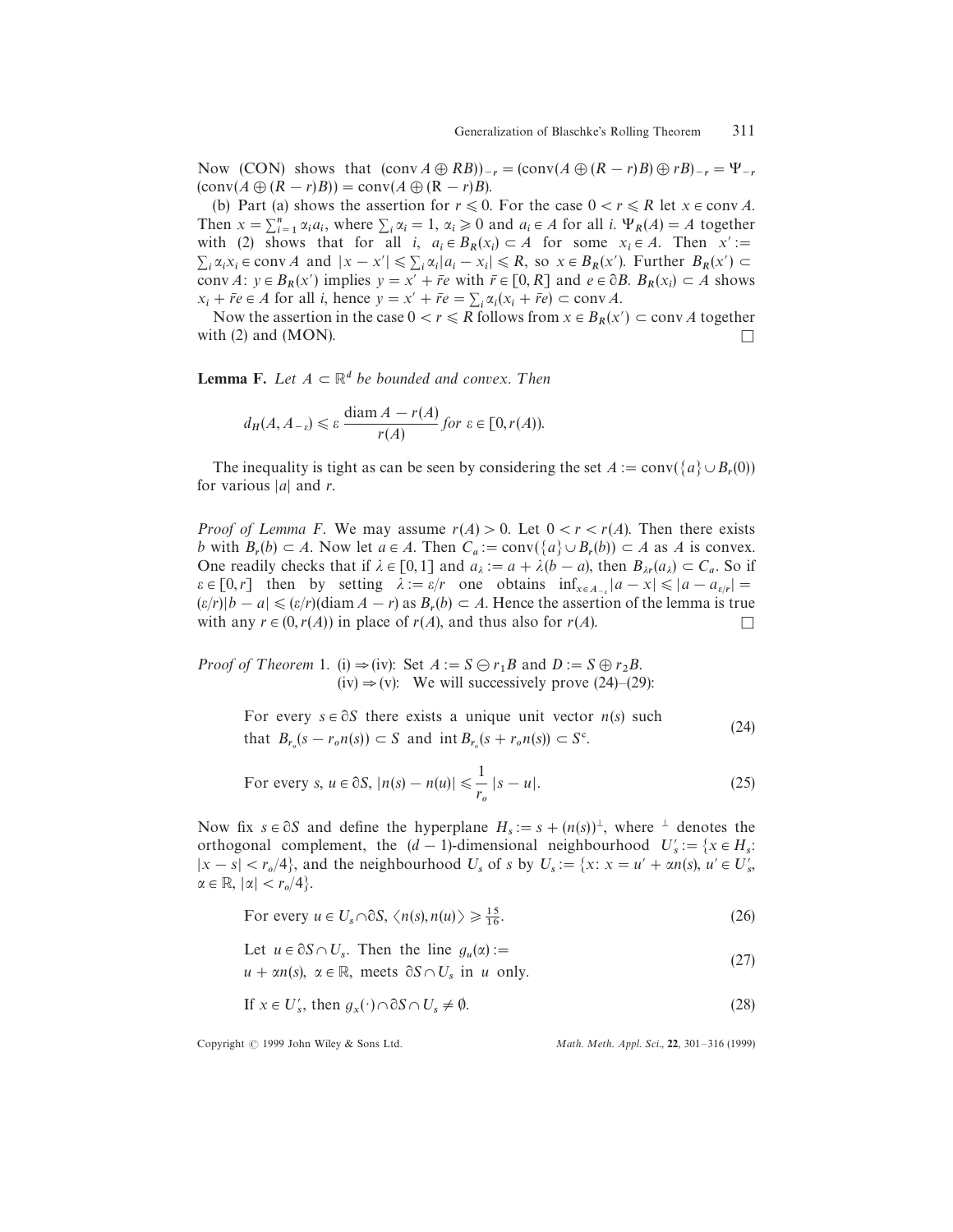Now (CON) shows that $(\operatorname{conv} A \oplus RB))_{-r} = (\operatorname{conv}(A \oplus (R-r)B) \oplus rB)_{-r} = \Psi_{-r}$ $(\operatorname{conv}(A \oplus (R-r)B)) = \operatorname{conv}(A \oplus (R-r)B)$.

(b) Part (a) shows the assertion for $r \leqslant 0$. For the case $0 < r \leqslant R$ let $x \in \operatorname{conv} A$. Then $x = \sum_{i=1}^{n} \alpha_i a_i$, where $\sum_i \alpha_i = 1$, $\alpha_i \geqslant 0$ and $a_i \in A$ for all $i$. $\Psi_R(A) = A$ together with (2) shows that for all $i$, $a_i \in B_R(x_i) \subset A$ for some $x_i \in A$. Then $x' := \sum_i \alpha_i x_i \in \operatorname{conv} A$ and $|x - x'| \leqslant \sum_i \alpha_i |a_i - x_i| \leqslant R$, so $x \in B_R(x')$. Further $B_R(x') \subset \operatorname{conv} A$: $y \in B_R(x')$ implies $y = x' + \bar{r}e$ with $\bar{r} \in [0, R]$ and $e \in \partial B$. $B_R(x_i) \subset A$ shows $x_i + \bar{r}e \in A$ for all $i$, hence $y = x' + \bar{r}e = \sum_i \alpha_i (x_i + \bar{r}e) \subset \operatorname{conv} A$.

Now the assertion in the case $0 < r \leqslant R$ follows from $x \in B_R(x') \subset \operatorname{conv} A$ together with (2) and (MON). $\square$

**Lemma F.** *Let $A \subset \mathbb{R}^d$ be bounded and convex. Then*

$$d_H(A, A_{-\varepsilon}) \leqslant \varepsilon \, \frac{\operatorname{diam} A - r(A)}{r(A)} \text{ for } \varepsilon \in [0, r(A)).$$

The inequality is tight as can be seen by considering the set $A := \operatorname{conv}(\{a\} \cup B_r(0))$ for various $|a|$ and $r$.

*Proof of Lemma F.* We may assume $r(A) > 0$. Let $0 < r < r(A)$. Then there exists $b$ with $B_r(b) \subset A$. Now let $a \in A$. Then $C_a := \operatorname{conv}(\{a\} \cup B_r(b)) \subset A$ as $A$ is convex. One readily checks that if $\lambda \in [0, 1]$ and $a_\lambda := a + \lambda(b - a)$, then $B_{\lambda r}(a_\lambda) \subset C_a$. So if $\varepsilon \in [0, r]$ then by setting $\lambda := \varepsilon / r$ one obtains $\inf_{x \in A_{-\varepsilon}} |a - x| \leqslant |a - a_{\varepsilon/r}| = (\varepsilon/r)|b - a| \leqslant (\varepsilon/r)(\operatorname{diam} A - r)$ as $B_r(b) \subset A$. Hence the assertion of the lemma is true with any $r \in (0, r(A))$ in place of $r(A)$, and thus also for $r(A)$. $\square$

*Proof of Theorem 1.* (i) $\Rightarrow$ (iv): Set $A := S \ominus r_1 B$ and $D := S \oplus r_2 B$.
(iv) $\Rightarrow$ (v): We will successively prove (24)–(29):

For every $s \in \partial S$ there exists a unique unit vector $n(s)$ such that $B_{r_o}(s - r_o n(s)) \subset S$ and $\operatorname{int} B_{r_o}(s + r_o n(s)) \subset S^c$. (24)

$$\text{For every } s, u \in \partial S, \ |n(s) - n(u)| \leqslant \frac{1}{r_o} |s - u|. \tag{25}$$

Now fix $s \in \partial S$ and define the hyperplane $H_s := s + (n(s))^\perp$, where $^\perp$ denotes the orthogonal complement, the $(d-1)$-dimensional neighbourhood $U_s' := \{x \in H_s: |x - s| < r_o/4\}$, and the neighbourhood $U_s$ of $s$ by $U_s := \{x : x = u' + \alpha n(s), u' \in U_s', \alpha \in \mathbb{R}, |\alpha| < r_o/4\}$.

$$\text{For every } u \in U_s \cap \partial S, \ \langle n(s), n(u) \rangle \geqslant \tfrac{15}{16}. \tag{26}$$

Let $u \in \partial S \cap U_s$. Then the line $g_u(\alpha) := u + \alpha n(s)$, $\alpha \in \mathbb{R}$, meets $\partial S \cap U_s$ in $u$ only. (27)

$$\text{If } x \in U_s', \text{ then } g_x(\cdot) \cap \partial S \cap U_s \neq \emptyset. \tag{28}$$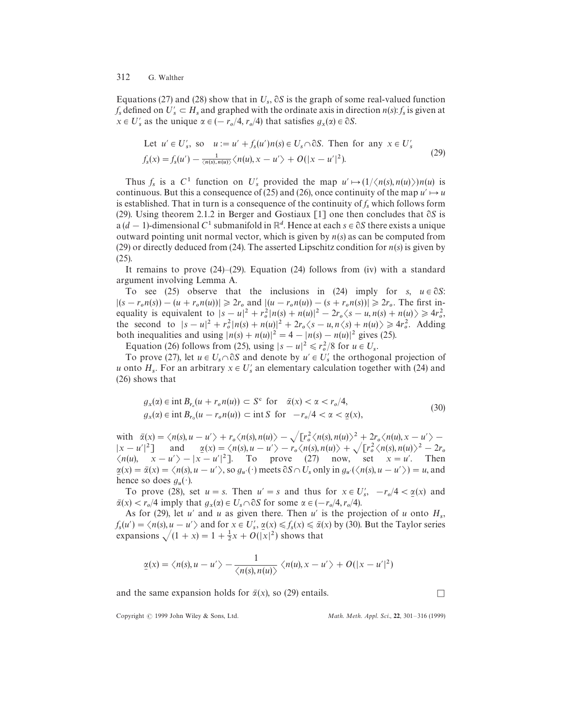Equations (27) and (28) show that in $U_s$, $\partial S$ is the graph of some real-valued function $f_s$ defined on $U'_s \subset H_s$ and graphed with the ordinate axis in direction $n(s)$: $f_s$ is given at $x \in U'_s$ as the unique $\alpha \in (-r_o/4, r_o/4)$ that satisfies $g_x(\alpha) \in \partial S$.

$$
\begin{aligned}
&\text{Let } u' \in U'_s, \text{ so } \quad u := u' + f_s(u')n(s) \in U_s \cap \partial S. \text{ Then for any } x \in U'_s \\
&f_s(x) = f_s(u') - \tfrac{1}{\langle n(s), n(u) \rangle} \langle n(u), x - u' \rangle + O(|x - u'|^2).
\end{aligned}
\tag{29}
$$

Thus $f_s$ is a $C^1$ function on $U'_s$ provided the map $u' \mapsto (1/\langle n(s), n(u) \rangle) n(u)$ is continuous. But this a consequence of (25) and (26), once continuity of the map $u' \mapsto u$ is established. That in turn is a consequence of the continuity of $f_s$ which follows form (29). Using theorem 2.1.2 in Berger and Gostiaux [1] one then concludes that $\partial S$ is a $(d-1)$-dimensional $C^1$ submanifold in $\mathbb{R}^d$. Hence at each $s \in \partial S$ there exists a unique outward pointing unit normal vector, which is given by $n(s)$ as can be computed from (29) or directly deduced from (24). The asserted Lipschitz condition for $n(s)$ is given by (25).

It remains to prove (24)–(29). Equation (24) follows from (iv) with a standard argument involving Lemma A.

To see (25) observe that the inclusions in (24) imply for $s$, $u \in \partial S$: $|(s - r_o n(s)) - (u + r_o n(u))| \geqslant 2r_o$ and $|(u - r_o n(u)) - (s + r_o n(s))| \geqslant 2r_o$. The first inequality is equivalent to $|s-u|^2 + r_o^2 |n(s) + n(u)|^2 - 2r_o \langle s - u, n(s) + n(u) \rangle \geqslant 4r_o^2$, the second to $|s-u|^2 + r_o^2 |n(s) + n(u)|^2 + 2r_o \langle s - u, n \langle s) + n(u) \rangle \geqslant 4r_o^2$. Adding both inequalities and using $|n(s) + n(u)|^2 = 4 - |n(s) - n(u)|^2$ gives (25).

Equation (26) follows from (25), using $|s-u|^2 \leqslant r_o^2/8$ for $u \in U_s$.

To prove (27), let $u \in U_s \cap \partial S$ and denote by $u' \in U'_s$ the orthogonal projection of $u$ onto $H_s$. For an arbitrary $x \in U'_s$ an elementary calculation together with (24) and (26) shows that

$$
\begin{aligned}
&g_x(\alpha) \in \operatorname{int} B_{r_o}(u + r_o n(u)) \subset S^c \ \text{ for } \quad \bar{\alpha}(x) < \alpha < r_o/4, \\
&g_x(\alpha) \in \operatorname{int} B_{r_0}(u - r_o n(u)) \subset \operatorname{int} S \ \text{ for } \quad -r_o/4 < \alpha < \underline{\alpha}(x),
\end{aligned}
\tag{30}
$$

with $\bar{\alpha}(x) = \langle n(s), u - u' \rangle + r_o \langle n(s), n(u) \rangle - \sqrt{[r_o^2 \langle n(s), n(u) \rangle^2 + 2r_o \langle n(u), x - u' \rangle - |x - u'|^2]}$ and $\underline{\alpha}(x) = \langle n(s), u - u' \rangle - r_o \langle n(s), n(u) \rangle + \sqrt{[r_o^2 \langle n(s), n(u) \rangle^2 - 2r_o \langle n(u), \ x - u' \rangle - |x - u'|^2]}$. To prove (27) now, set $x = u'$. Then $\underline{\alpha}(x) = \bar{\alpha}(x) = \langle n(s), u - u' \rangle$, so $g_{u'}(\cdot)$ meets $\partial S \cap U_s$ only in $g_{u'}(\langle n(s), u - u' \rangle) = u$, and hence so does $g_u(\cdot)$.

To prove (28), set $u = s$. Then $u' = s$ and thus for $x \in U'_s$, $-r_o/4 < \underline{\alpha}(x)$ and $\bar{\alpha}(x) < r_o/4$ imply that $g_x(\alpha) \in U_s \cap \partial S$ for some $\alpha \in (-r_o/4, r_o/4)$.

As for (29), let $u'$ and $u$ as given there. Then $u'$ is the projection of $u$ onto $H_s$, $f_s(u') = \langle n(s), u - u' \rangle$ and for $x \in U'_s$, $\underline{\alpha}(x) \leqslant f_s(x) \leqslant \bar{\alpha}(x)$ by (30). But the Taylor series expansions $\sqrt{(1+x)} = 1 + \frac{1}{2}x + O(|x|^2)$ shows that

$$
\underline{\alpha}(x) = \langle n(s), u - u' \rangle - \frac{1}{\langle n(s), n(u) \rangle} \langle n(u), x - u' \rangle + O(|x - u'|^2)
$$

and the same expansion holds for $\bar{\alpha}(x)$, so (29) entails. $\square$

Copyright © 1999 John Wiley & Sons, Ltd.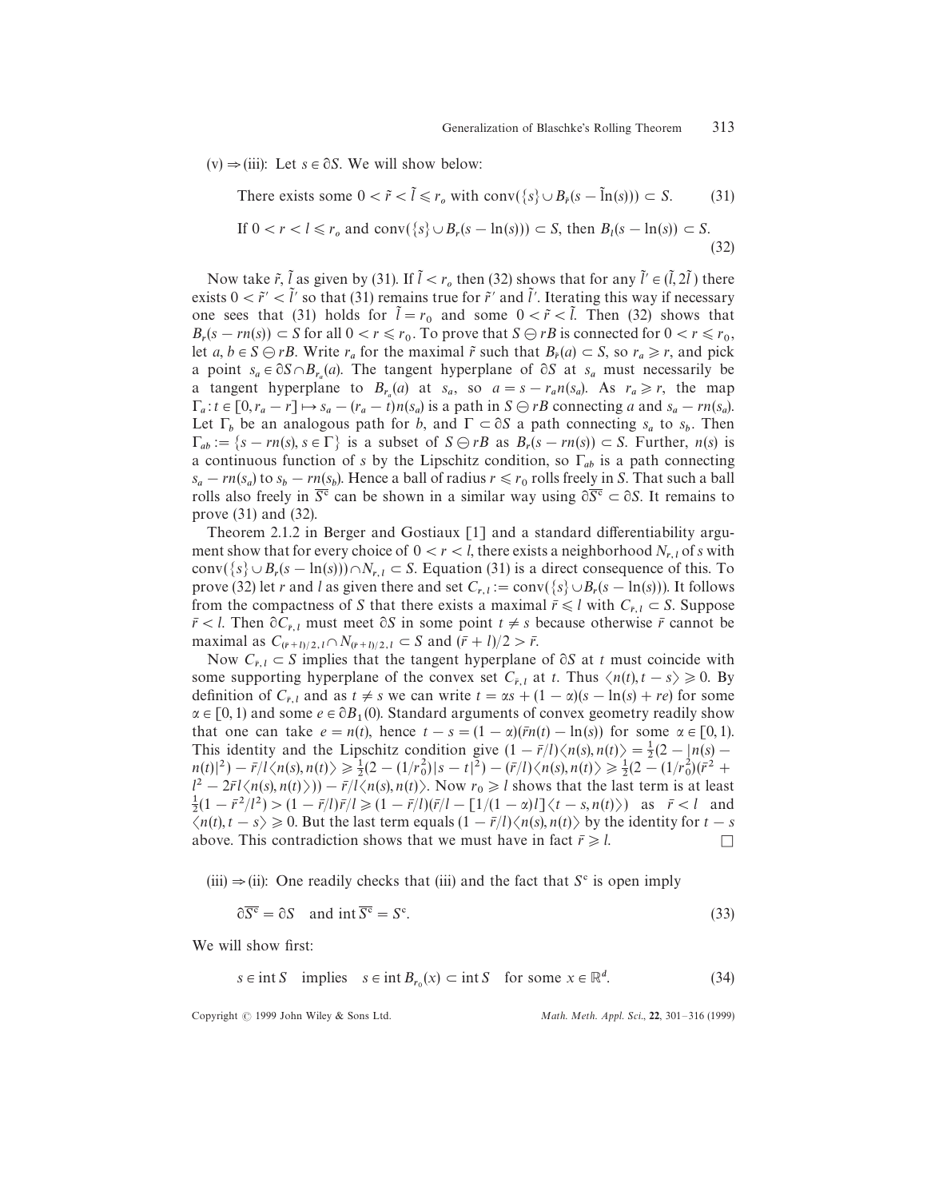(v) $\Rightarrow$ (iii): Let $s \in \partial S$. We will show below:

$$\text{There exists some } 0 < \tilde{r} < \tilde{l} \leqslant r_o \text{ with } \operatorname{conv}(\{s\} \cup B_{\tilde{r}}(s - \tilde{l}n(s))) \subset S. \tag{31}$$

$$\text{If } 0 < r < l \leqslant r_o \text{ and } \operatorname{conv}(\{s\} \cup B_r(s - ln(s))) \subset S, \text{ then } B_l(s - ln(s)) \subset S. \tag{32}$$

Now take $\tilde{r}, \tilde{l}$ as given by (31). If $\tilde{l} < r_o$ then (32) shows that for any $\tilde{l}' \in (\tilde{l}, 2\tilde{l})$ there exists $0 < \tilde{r}' < \tilde{l}'$ so that (31) remains true for $\tilde{r}'$ and $\tilde{l}'$. Iterating this way if necessary one sees that (31) holds for $\tilde{l} = r_0$ and some $0 < \tilde{r} < \tilde{l}$. Then (32) shows that $B_r(s - rn(s)) \subset S$ for all $0 < r \leqslant r_0$. To prove that $S \ominus rB$ is connected for $0 < r \leqslant r_0$, let $a, b \in S \ominus rB$. Write $r_a$ for the maximal $\tilde{r}$ such that $B_{\tilde{r}}(a) \subset S$, so $r_a \geqslant r$, and pick a point $s_a \in \partial S \cap B_{r_a}(a)$. The tangent hyperplane of $\partial S$ at $s_a$ must necessarily be a tangent hyperplane to $B_{r_a}(a)$ at $s_a$, so $a = s - r_a n(s_a)$. As $r_a \geqslant r$, the map $\Gamma_a : t \in [0, r_a - r] \mapsto s_a - (r_a - t)n(s_a)$ is a path in $S \ominus rB$ connecting $a$ and $s_a - rn(s_a)$. Let $\Gamma_b$ be an analogous path for $b$, and $\Gamma \subset \partial S$ a path connecting $s_a$ to $s_b$. Then $\Gamma_{ab} := \{s - rn(s), s \in \Gamma\}$ is a subset of $S \ominus rB$ as $B_r(s - rn(s)) \subset S$. Further, $n(s)$ is a continuous function of $s$ by the Lipschitz condition, so $\Gamma_{ab}$ is a path connecting $s_a - rn(s_a)$ to $s_b - rn(s_b)$. Hence a ball of radius $r \leqslant r_0$ rolls freely in $S$. That such a ball rolls also freely in $\overline{S^c}$ can be shown in a similar way using $\partial \overline{S^c} \subset \partial S$. It remains to prove (31) and (32).

Theorem 2.1.2 in Berger and Gostiaux [1] and a standard differentiability argument show that for every choice of $0 < r < l$, there exists a neighborhood $N_{r,l}$ of $s$ with $\operatorname{conv}(\{s\} \cup B_r(s - ln(s))) \cap N_{r,l} \subset S$. Equation (31) is a direct consequence of this. To prove (32) let $r$ and $l$ as given there and set $C_{r,l} := \operatorname{conv}(\{s\} \cup B_r(s - ln(s)))$. It follows from the compactness of $S$ that there exists a maximal $\bar{r} \leqslant l$ with $C_{\bar{r},l} \subset S$. Suppose $\bar{r} < l$. Then $\partial C_{\bar{r},l}$ must meet $\partial S$ in some point $t \neq s$ because otherwise $\bar{r}$ cannot be maximal as $C_{(\bar{r}+l)/2,l} \cap N_{(\bar{r}+l)/2,l} \subset S$ and $(\bar{r}+l)/2 > \bar{r}$.

Now $C_{\bar{r},l} \subset S$ implies that the tangent hyperplane of $\partial S$ at $t$ must coincide with some supporting hyperplane of the convex set $C_{\bar{r},l}$ at $t$. Thus $\langle n(t), t - s \rangle \geqslant 0$. By definition of $C_{\bar{r},l}$ and as $t \neq s$ we can write $t = \alpha s + (1-\alpha)(s - ln(s) + re)$ for some $\alpha \in [0,1)$ and some $e \in \partial B_1(0)$. Standard arguments of convex geometry readily show that one can take $e = n(t)$, hence $t - s = (1-\alpha)(\bar{r}n(t) - ln(s))$ for some $\alpha \in [0,1)$. This identity and the Lipschitz condition give $(1 - \bar{r}/l)\langle n(s), n(t) \rangle = \frac{1}{2}(2 - |n(s) - n(t)|^2) - \bar{r}/l\langle n(s), n(t) \rangle \geqslant \frac{1}{2}(2 - (1/r_0^2)|s - t|^2) - (\bar{r}/l)\langle n(s), n(t) \rangle \geqslant \frac{1}{2}(2 - (1/r_0^2)(\bar{r}^2 + l^2 - 2\bar{r}l\langle n(s), n(t) \rangle)) - \bar{r}/l\langle n(s), n(t) \rangle$. Now $r_0 \geqslant l$ shows that the last term is at least $\frac{1}{2}(1 - \bar{r}^2/l^2) > (1 - \bar{r}/l)\bar{r}/l \geqslant (1 - \bar{r}/l)(\bar{r}/l - [1/(1-\alpha)l]\langle t - s, n(t) \rangle)$ as $\bar{r} < l$ and $\langle n(t), t - s \rangle \geqslant 0$. But the last term equals $(1 - \bar{r}/l)\langle n(s), n(t) \rangle$ by the identity for $t - s$ above. This contradiction shows that we must have in fact $\bar{r} \geqslant l$. $\square$

(iii) $\Rightarrow$ (ii): One readily checks that (iii) and the fact that $S^c$ is open imply

$$\partial \overline{S^c} = \partial S \quad \text{and } \operatorname{int} \overline{S^c} = S^c. \tag{33}$$

We will show first:

$$s \in \operatorname{int} S \quad \text{implies} \quad s \in \operatorname{int} B_{r_0}(x) \subset \operatorname{int} S \quad \text{for some } x \in \mathbb{R}^d. \tag{34}$$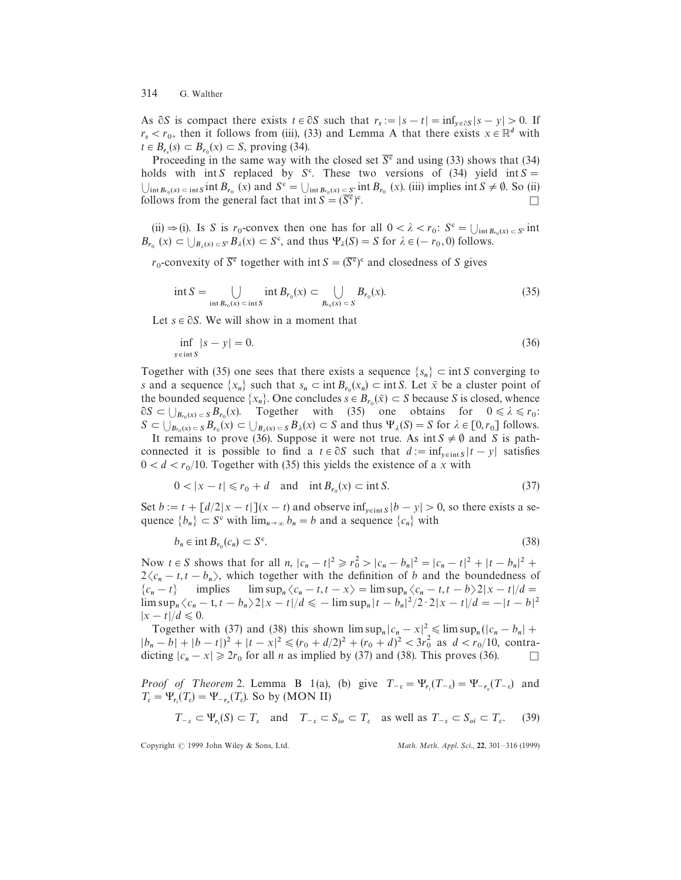As $\partial S$ is compact there exists $t \in \partial S$ such that $r_s := |s - t| = \inf_{y \in \partial S} |s - y| > 0$. If $r_s < r_0$, then it follows from (iii), (33) and Lemma A that there exists $x \in \mathbb{R}^d$ with $t \in B_{r_s}(s) \subset B_{r_0}(x) \subset S$, proving (34).

Proceeding in the same way with the closed set $\overline{S^c}$ and using (33) shows that (34) holds with $\operatorname{int} S$ replaced by $S^c$. These two versions of (34) yield $\operatorname{int} S = \bigcup_{\operatorname{int} B_{r_0}(x) \subset \operatorname{int} S} \operatorname{int} B_{r_0}(x)$ and $S^c = \bigcup_{\operatorname{int} B_{r_0}(x) \subset S^c} \operatorname{int} B_{r_0}(x)$. (iii) implies $\operatorname{int} S \neq \emptyset$. So (ii) follows from the general fact that $\operatorname{int} S = (\overline{S^c})^c$. $\square$

(ii) $\Rightarrow$ (i). Is $S$ is $r_0$-convex then one has for all $0 < \lambda < r_0$: $S^c = \bigcup_{\operatorname{int} B_{r_0}(x) \subset S^c} \operatorname{int} B_{r_0}(x) \subset \bigcup_{B_\lambda(x) \subset S^c} B_\lambda(x) \subset S^c$, and thus $\Psi_\lambda(S) = S$ for $\lambda \in (-r_0, 0)$ follows.

$r_0$-convexity of $\overline{S^c}$ together with $\operatorname{int} S = (\overline{S^c})^c$ and closedness of $S$ gives

$$\operatorname{int} S = \bigcup_{\operatorname{int} B_{r_0}(x) \subset \operatorname{int} S} \operatorname{int} B_{r_0}(x) \subset \bigcup_{B_{r_0}(x) \subset S} B_{r_0}(x). \tag{35}$$

Let $s \in \partial S$. We will show in a moment that

$$\inf_{y \in \operatorname{int} S} |s - y| = 0. \tag{36}$$

Together with (35) one sees that there exists a sequence $\{s_n\} \subset \operatorname{int} S$ converging to $s$ and a sequence $\{x_n\}$ such that $s_n \subset \operatorname{int} B_{r_0}(x_n) \subset \operatorname{int} S$. Let $\bar{x}$ be a cluster point of the bounded sequence $\{x_n\}$. One concludes $s \in B_{r_0}(\bar{x}) \subset S$ because $S$ is closed, whence $\partial S \subset \bigcup_{B_{r_0}(x) \subset S} B_{r_0}(x)$. Together with (35) one obtains for $0 \leqslant \lambda \leqslant r_0$: $S \subset \bigcup_{B_{r_0}(x) \subset S} B_{r_0}(x) \subset \bigcup_{B_\lambda(x) \subset S} B_\lambda(x) \subset S$ and thus $\Psi_\lambda(S) = S$ for $\lambda \in [0, r_0]$ follows.

It remains to prove (36). Suppose it were not true. As $\operatorname{int} S \neq \emptyset$ and $S$ is path-connected it is possible to find a $t \in \partial S$ such that $d := \inf_{y \in \operatorname{int} S} |t - y|$ satisfies $0 < d < r_0/10$. Together with (35) this yields the existence of a $x$ with

$$0 < |x - t| \leqslant r_0 + d \quad \text{and} \quad \operatorname{int} B_{r_0}(x) \subset \operatorname{int} S. \tag{37}$$

Set $b := t + [d/2|x - t|](x - t)$ and observe $\inf_{y \in \operatorname{int} S} |b - y| > 0$, so there exists a sequence $\{b_n\} \subset S^c$ with $\lim_{n \to \infty} b_n = b$ and a sequence $\{c_n\}$ with

$$b_n \in \operatorname{int} B_{r_0}(c_n) \subset S^c. \tag{38}$$

Now $t \in S$ shows that for all $n$, $|c_n - t|^2 \geqslant r_0^2 > |c_n - b_n|^2 = |c_n - t|^2 + |t - b_n|^2 + 2\langle c_n - t, t - b_n \rangle$, which together with the definition of $b$ and the boundedness of $\{c_n - t\}$ implies $\limsup_n \langle c_n - t, t - x \rangle = \limsup_n \langle c_n - t, t - b \rangle 2|x - t|/d = \limsup_n \langle c_n - t, t - b_n \rangle 2|x - t|/d \leqslant -\limsup_n |t - b_n|^2/2 \cdot 2|x - t|/d = -|t - b|^2 |x - t|/d \leqslant 0$.

Together with (37) and (38) this shown $\limsup_n |c_n - x|^2 \leqslant \limsup_n (|c_n - b_n| + |b_n - b| + |b - t|)^2 + |t - x|^2 \leqslant (r_0 + d/2)^2 + (r_0 + d)^2 < 3r_0^2$ as $d < r_0/10$, contradicting $|c_n - x| \geqslant 2r_0$ for all $n$ as implied by (37) and (38). This proves (36). $\square$

*Proof of Theorem* 2. Lemma B 1(a), (b) give $T_{-\varepsilon} = \Psi_{r_i}(T_{-\varepsilon}) = \Psi_{-r_o}(T_{-\varepsilon})$ and $T_\varepsilon = \Psi_{r_i}(T_\varepsilon) = \Psi_{-r_o}(T_\varepsilon)$. So by (MON II)

$$T_{-\varepsilon} \subset \Psi_{r_i}(S) \subset T_\varepsilon \quad \text{and} \quad T_{-\varepsilon} \subset S_{io} \subset T_\varepsilon \quad \text{as well as } T_{-\varepsilon} \subset S_{oi} \subset T_\varepsilon. \tag{39}$$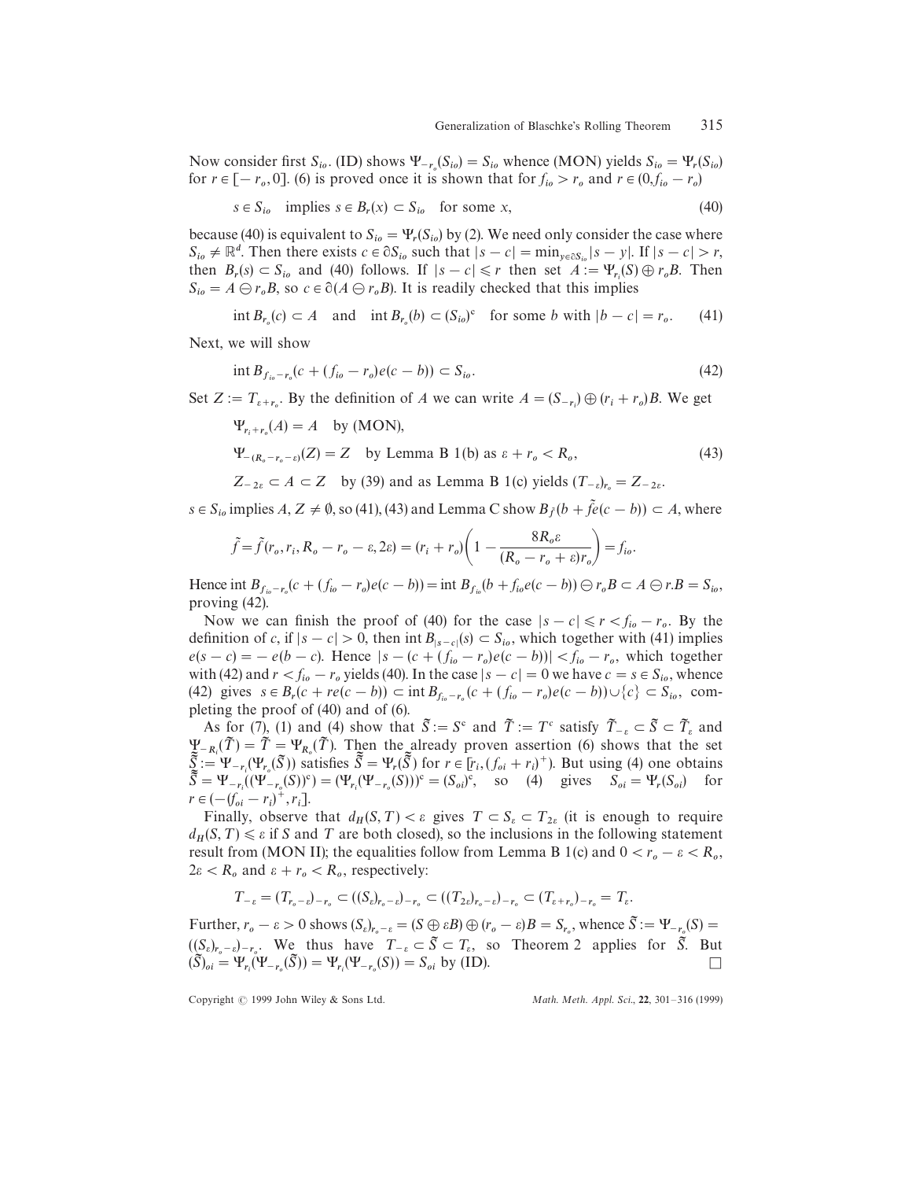Now consider first $S_{io}$. (ID) shows $\Psi_{-r_o}(S_{io}) = S_{io}$ whence (MON) yields $S_{io} = \Psi_r(S_{io})$ for $r \in [-r_o, 0]$. (6) is proved once it is shown that for $f_{io} > r_o$ and $r \in (0, f_{io} - r_o)$

$$s \in S_{io} \quad \text{implies } s \in B_r(x) \subset S_{io} \quad \text{for some } x, \tag{40}$$

because (40) is equivalent to $S_{io} = \Psi_r(S_{io})$ by (2). We need only consider the case where $S_{io} \neq \mathbb{R}^d$. Then there exists $c \in \partial S_{io}$ such that $|s - c| = \min_{y \in \partial S_{io}} |s - y|$. If $|s - c| > r$, then $B_r(s) \subset S_{io}$ and (40) follows. If $|s - c| \leqslant r$ then set $A := \Psi_{r_i}(S) \oplus r_o B$. Then $S_{io} = A \ominus r_o B$, so $c \in \partial(A \ominus r_o B)$. It is readily checked that this implies

$$\operatorname{int} B_{r_o}(c) \subset A \quad \text{and} \quad \operatorname{int} B_{r_o}(b) \subset (S_{io})^c \quad \text{for some } b \text{ with } |b - c| = r_o. \tag{41}$$

Next, we will show

$$\operatorname{int} B_{f_{io} - r_o}(c + (f_{io} - r_o) e(c - b)) \subset S_{io}. \tag{42}$$

Set $Z := T_{\varepsilon + r_o}$. By the definition of $A$ we can write $A = (S_{-r_i}) \oplus (r_i + r_o) B$. We get

$$\Psi_{r_i + r_o}(A) = A \quad \text{by (MON)},$$

$$\Psi_{-(R_o - r_o - \varepsilon)}(Z) = Z \quad \text{by Lemma B 1(b) as } \varepsilon + r_o < R_o, \tag{43}$$

$$Z_{-2\varepsilon} \subset A \subset Z \quad \text{by (39) and as Lemma B 1(c) yields } (T_{-\varepsilon})_{r_o} = Z_{-2\varepsilon}.$$

$s \in S_{io}$ implies $A, Z \neq \emptyset$, so (41), (43) and Lemma C show $B_{\tilde{f}}(b + \tilde{f} e(c - b)) \subset A$, where

$$\tilde{f} = \tilde{f}(r_o, r_i, R_o - r_o - \varepsilon, 2\varepsilon) = (r_i + r_o)\left(1 - \frac{8 R_o \varepsilon}{(R_o - r_o + \varepsilon) r_o}\right) = f_{io}.$$

Hence $\operatorname{int} B_{f_{io} - r_o}(c + (f_{io} - r_o) e(c - b)) = \operatorname{int} B_{f_{io}}(b + f_{io} e(c - b)) \ominus r_o B \subset A \ominus r.B = S_{io}$, proving (42).

Now we can finish the proof of (40) for the case $|s - c| \leqslant r < f_{io} - r_o$. By the definition of $c$, if $|s - c| > 0$, then $\operatorname{int} B_{|s - c|}(s) \subset S_{io}$, which together with (41) implies $e(s - c) = -e(b - c)$. Hence $|s - (c + (f_{io} - r_o) e(c - b))| < f_{io} - r_o$, which together with (42) and $r < f_{io} - r_o$ yields (40). In the case $|s - c| = 0$ we have $c = s \in S_{io}$, whence (42) gives $s \in B_r(c + r e(c - b)) \subset \operatorname{int} B_{f_{io} - r_o}(c + (f_{io} - r_o) e(c - b)) \cup \{c\} \subset S_{io}$, completing the proof of (40) and of (6).

As for (7), (1) and (4) show that $\tilde{S} := S^c$ and $\tilde{T} := T^c$ satisfy $\tilde{T}_{-\varepsilon} \subset \tilde{S} \subset \tilde{T}_\varepsilon$ and $\Psi_{-R_i}(\tilde{T}) = \tilde{T} = \Psi_{R_o}(\tilde{T})$. Then the already proven assertion (6) shows that the set $\tilde{\tilde{S}} := \Psi_{-r_i}(\Psi_{r_o}(\tilde{S}))$ satisfies $\tilde{\tilde{S}} = \Psi_r(\tilde{\tilde{S}})$ for $r \in [r_i, (f_{oi} + r_i)^+)$. But using (4) one obtains $\tilde{\tilde{S}} = \Psi_{-r_i}((\Psi_{-r_o}(S))^c) = (\Psi_{r_i}(\Psi_{-r_o}(S)))^c = (S_{oi})^c$, so (4) gives $S_{oi} = \Psi_r(S_{oi})$ for $r \in (-(f_{oi} - r_i)^+, r_i]$.

Finally, observe that $d_H(S, T) < \varepsilon$ gives $T \subset S_\varepsilon \subset T_{2\varepsilon}$ (it is enough to require $d_H(S, T) \leqslant \varepsilon$ if $S$ and $T$ are both closed), so the inclusions in the following statement result from (MON II); the equalities follow from Lemma B 1(c) and $0 < r_o - \varepsilon < R_o$, $2\varepsilon < R_o$ and $\varepsilon + r_o < R_o$, respectively:

$$T_{-\varepsilon} = (T_{r_o - \varepsilon})_{-r_o} \subset ((S_\varepsilon)_{r_o - \varepsilon})_{-r_o} \subset ((T_{2\varepsilon})_{r_o - \varepsilon})_{-r_o} \subset (T_{\varepsilon + r_o})_{-r_o} = T_\varepsilon.$$

Further, $r_o - \varepsilon > 0$ shows $(S_\varepsilon)_{r_o - \varepsilon} = (S \oplus \varepsilon B) \oplus (r_o - \varepsilon) B = S_{r_o}$, whence $\tilde{S} := \Psi_{-r_o}(S) = ((S_\varepsilon)_{r_o - \varepsilon})_{-r_o}$. We thus have $T_{-\varepsilon} \subset \tilde{S} \subset T_\varepsilon$, so Theorem 2 applies for $\tilde{S}$. But $(\tilde{S})_{oi} = \Psi_{r_i}(\Psi_{-r_o}(\tilde{S})) = \Psi_{r_i}(\Psi_{-r_o}(S)) = S_{oi}$ by (ID). $\square$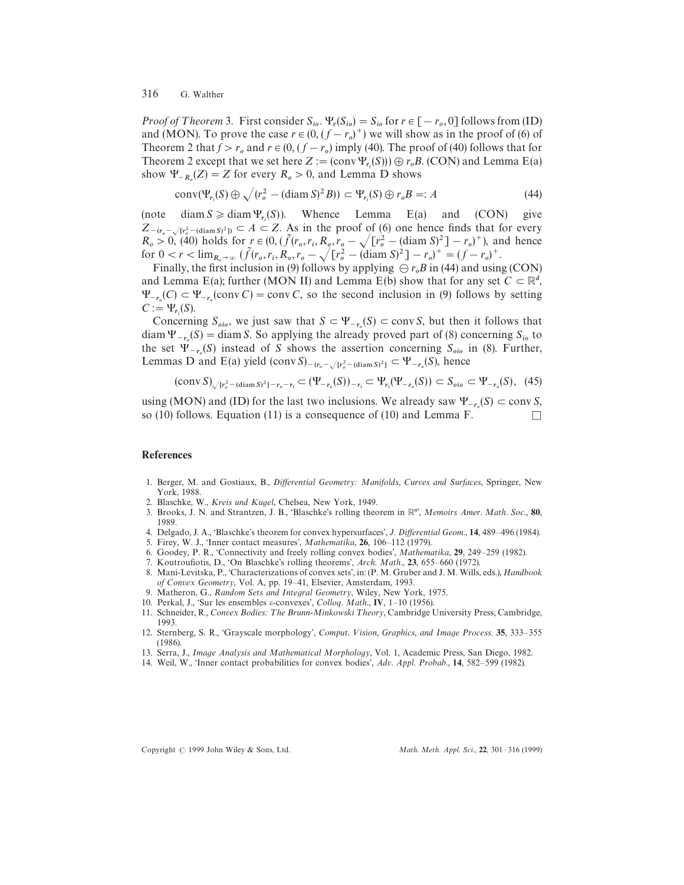*Proof of Theorem* 3. First consider $S_{io}$. $\Psi_r(S_{io}) = S_{io}$ for $r \in [-r_o, 0]$ follows from (ID) and (MON). To prove the case $r \in (0, (f - r_o)^+)$ we will show as in the proof of (6) of Theorem 2 that $f > r_o$ and $r \in (0, (f - r_o)$ imply (40). The proof of (40) follows that for Theorem 2 except that we set here $Z := (\operatorname{conv} \Psi_{r_i}(S))) \oplus r_o B$. (CON) and Lemma E(a) show $\Psi_{-R_o}(Z) = Z$ for every $R_o > 0$, and Lemma D shows

$$\operatorname{conv}(\Psi_{r_i}(S) \oplus \sqrt{(r_o^2 - (\operatorname{diam} S)^2 B)}) \subset \Psi_{r_i}(S) \oplus r_o B =: A \tag{44}$$

(note $\operatorname{diam} S \geqslant \operatorname{diam} \Psi_{r_i}(S)$). Whence Lemma E(a) and (CON) give $Z_{-(r_o - \sqrt{[r_o^2 - (\operatorname{diam} S)^2]})} \subset A \subset Z$. As in the proof of (6) one hence finds that for every $R_o > 0$, (40) holds for $r \in (0, (\tilde{f}(r_o, r_i, R_o, r_o - \sqrt{[r_o^2 - (\operatorname{diam} S)^2]} - r_o)^+)$, and hence for $0 < r < \lim_{R_o \to \infty} (\tilde{f}(r_o, r_i, R_o, r_o - \sqrt{[r_o^2 - (\operatorname{diam} S)^2]} - r_o)^+ = (f - r_o)^+$.

Finally, the first inclusion in (9) follows by applying $\ominus r_o B$ in (44) and using (CON) and Lemma E(a); further (MON II) and Lemma E(b) show that for any set $C \subset \mathbb{R}^d$, $\Psi_{-r_o}(C) \subset \Psi_{-r_o}(\operatorname{conv} C) = \operatorname{conv} C$, so the second inclusion in (9) follows by setting $C := \Psi_{r_i}(S)$.

Concerning $S_{oio}$, we just saw that $S \subset \Psi_{-r_o}(S) \subset \operatorname{conv} S$, but then it follows that $\operatorname{diam} \Psi_{-r_o}(S) = \operatorname{diam} S$. So applying the already proved part of (8) concerning $S_{io}$ to the set $\Psi_{-r_o}(S)$ instead of $S$ shows the assertion concerning $S_{oio}$ in (8). Further, Lemmas D and E(a) yield $(\operatorname{conv} S)_{-(r_o - \sqrt{[r_o^2 - (\operatorname{diam} S)^2]})} \subset \Psi_{-r_o}(S)$, hence

$$(\operatorname{conv} S)_{\sqrt{[r_o^2 - (\operatorname{diam} S)^2]} - r_o - r_i} \subset (\Psi_{-r_o}(S))_{-r_i} \subset \Psi_{r_i}(\Psi_{-r_o}(S)) \subset S_{oio} \subset \Psi_{-r_o}(S), \tag{45}$$

using (MON) and (ID) for the last two inclusions. We already saw $\Psi_{-r_o}(S) \subset \operatorname{conv} S$, so (10) follows. Equation (11) is a consequence of (10) and Lemma F. $\square$

## References

1. Berger, M. and Gostiaux, B., *Differential Geometry: Manifolds, Curves and Surfaces*, Springer, New York, 1988.
2. Blaschke, W., *Kreis und Kugel*, Chelsea, New York, 1949.
3. Brooks, J. N. and Strantzen, J. B., 'Blaschke's rolling theorem in $\mathbb{R}^n$', *Memoirs Amer. Math. Soc.*, **80**, 1989.
4. Delgado, J. A., 'Blaschke's theorem for convex hypersurfaces', *J. Differential Geom.*, **14**, 489–496 (1984).
5. Firey, W. J., 'Inner contact measures', *Mathematika*, **26**, 106–112 (1979).
6. Goodey, P. R., 'Connectivity and freely rolling convex bodies', *Mathematika*, **29**, 249–259 (1982).
7. Koutroufiotis, D., 'On Blaschke's rolling theorems', *Arch. Math.*, **23**, 655–660 (1972).
8. Mani-Levitska, P., 'Characterizations of convex sets', in: (P. M. Gruber and J. M. Wills, eds.), *Handbook of Convex Geometry*, Vol. A, pp. 19–41, Elsevier, Amsterdam, 1993.
9. Matheron, G., *Random Sets and Integral Geometry*, Wiley, New York, 1975.
10. Perkal, J., 'Sur les ensembles ε-convexes', *Colloq. Math.*, **IV**, 1–10 (1956).
11. Schneider, R., *Convex Bodies: The Brunn-Minkowski Theory*, Cambridge University Press, Cambridge, 1993.
12. Sternberg, S. R., 'Grayscale morphology', *Comput. Vision, Graphics, and Image Process.* **35**, 333–355 (1986).
13. Serra, J., *Image Analysis and Mathematical Morphology*, Vol. 1, Academic Press, San Diego, 1982.
14. Weil, W., 'Inner contact probabilities for convex bodies', *Adv. Appl. Probab.*, **14**, 582–599 (1982).